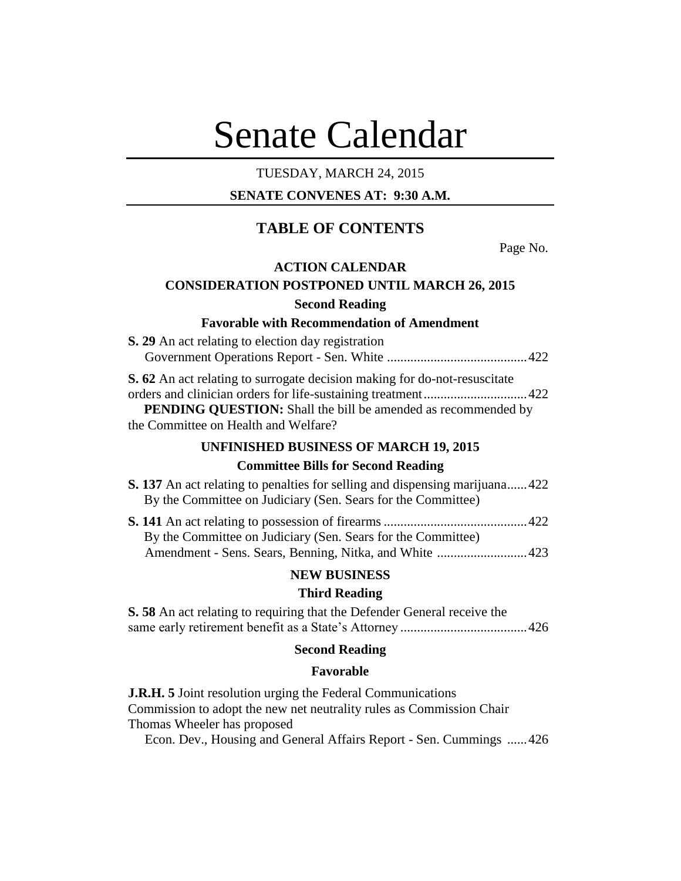# Senate Calendar

TUESDAY, MARCH 24, 2015

**SENATE CONVENES AT: 9:30 A.M.**

## TABLE OF CONTENTS

Page No.

**ACTION CALENDAR**

**CONSIDERATION POSTPONED UNTIL MARCH 26, 2015**

**Second Reading**

**Favorable with Recommendation of Amendment**

**S. 29** An act relating to election day registration
Government Operations Report - Sen. White .......................................... 422

**S. 62** An act relating to surrogate decision making for do-not-resuscitate orders and clinician orders for life-sustaining treatment............................... 422

**PENDING QUESTION:** Shall the bill be amended as recommended by the Committee on Health and Welfare?

**UNFINISHED BUSINESS OF MARCH 19, 2015**

**Committee Bills for Second Reading**

**S. 137** An act relating to penalties for selling and dispensing marijuana...... 422
By the Committee on Judiciary (Sen. Sears for the Committee)

**S. 141** An act relating to possession of firearms ........................................... 422
By the Committee on Judiciary (Sen. Sears for the Committee)
Amendment - Sens. Sears, Benning, Nitka, and White ........................... 423

**NEW BUSINESS**

**Third Reading**

**S. 58** An act relating to requiring that the Defender General receive the same early retirement benefit as a State's Attorney ...................................... 426

**Second Reading**

**Favorable**

**J.R.H. 5** Joint resolution urging the Federal Communications Commission to adopt the new net neutrality rules as Commission Chair Thomas Wheeler has proposed
Econ. Dev., Housing and General Affairs Report - Sen. Cummings ...... 426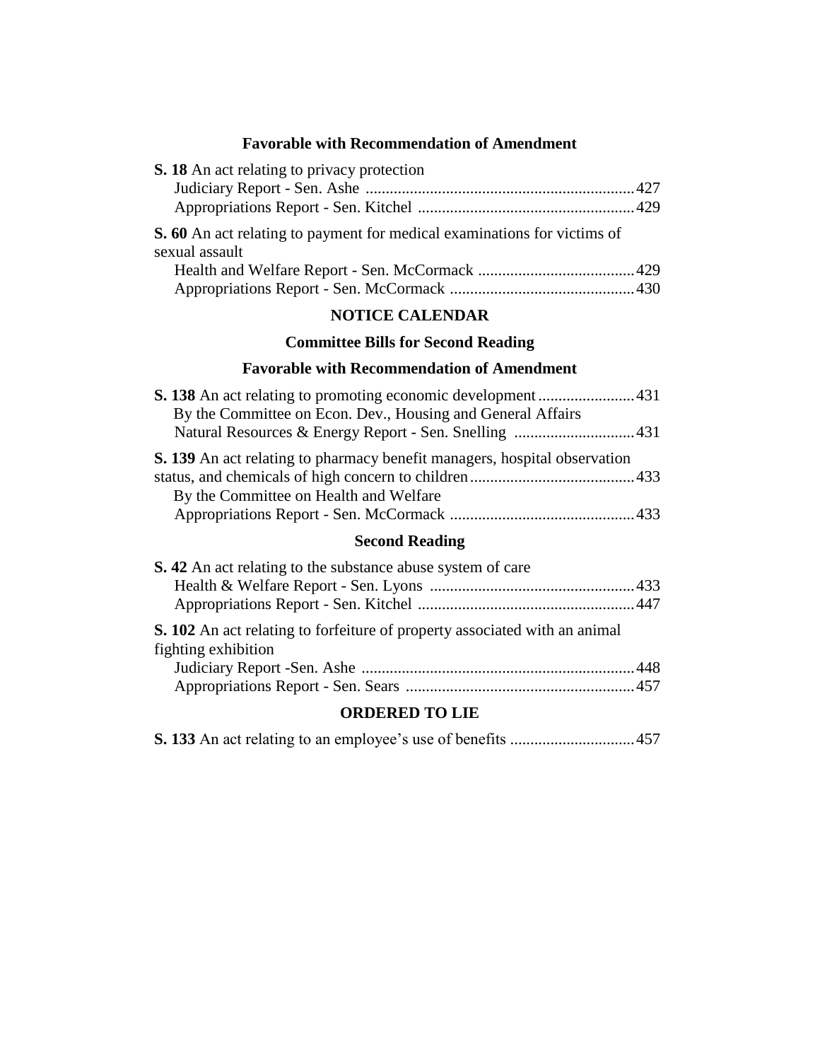### Favorable with Recommendation of Amendment

**S. 18** An act relating to privacy protection
Judiciary Report - Sen. Ashe ................................................................... 427
Appropriations Report - Sen. Kitchel ...................................................... 429

**S. 60** An act relating to payment for medical examinations for victims of sexual assault
Health and Welfare Report - Sen. McCormack ....................................... 429
Appropriations Report - Sen. McCormack .............................................. 430

## NOTICE CALENDAR

### Committee Bills for Second Reading

### Favorable with Recommendation of Amendment

**S. 138** An act relating to promoting economic development ........................ 431
By the Committee on Econ. Dev., Housing and General Affairs
Natural Resources & Energy Report - Sen. Snelling .............................. 431

**S. 139** An act relating to pharmacy benefit managers, hospital observation status, and chemicals of high concern to children ......................................... 433
By the Committee on Health and Welfare
Appropriations Report - Sen. McCormack .............................................. 433

### Second Reading

**S. 42** An act relating to the substance abuse system of care
Health & Welfare Report - Sen. Lyons ................................................... 433
Appropriations Report - Sen. Kitchel ...................................................... 447

**S. 102** An act relating to forfeiture of property associated with an animal fighting exhibition
Judiciary Report -Sen. Ashe .................................................................... 448
Appropriations Report - Sen. Sears ......................................................... 457

## ORDERED TO LIE

**S. 133** An act relating to an employee's use of benefits ............................... 457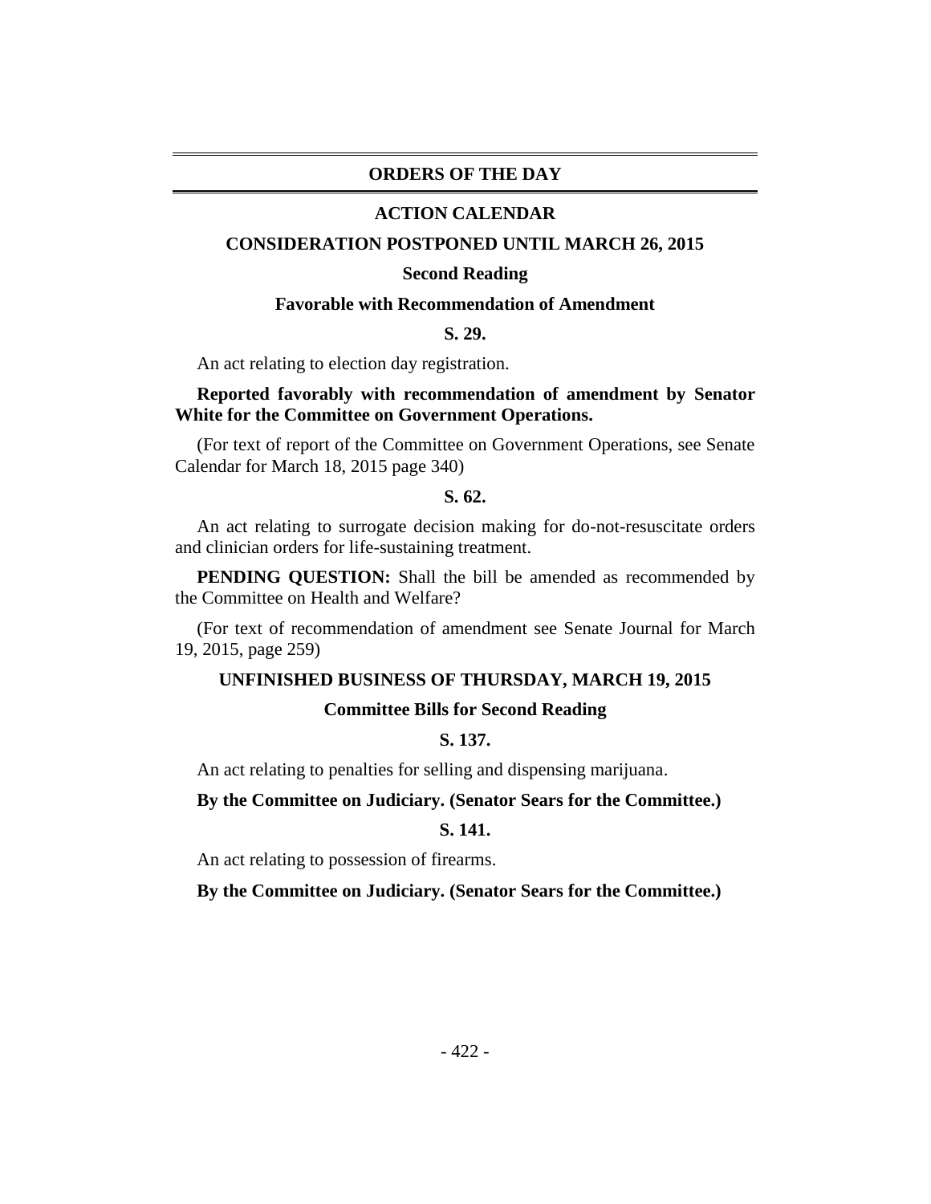## ORDERS OF THE DAY

### ACTION CALENDAR

### CONSIDERATION POSTPONED UNTIL MARCH 26, 2015

#### Second Reading

#### Favorable with Recommendation of Amendment

**S. 29.**

An act relating to election day registration.

**Reported favorably with recommendation of amendment by Senator White for the Committee on Government Operations.**

(For text of report of the Committee on Government Operations, see Senate Calendar for March 18, 2015 page 340)

**S. 62.**

An act relating to surrogate decision making for do-not-resuscitate orders and clinician orders for life-sustaining treatment.

**PENDING QUESTION:** Shall the bill be amended as recommended by the Committee on Health and Welfare?

(For text of recommendation of amendment see Senate Journal for March 19, 2015, page 259)

### UNFINISHED BUSINESS OF THURSDAY, MARCH 19, 2015

#### Committee Bills for Second Reading

**S. 137.**

An act relating to penalties for selling and dispensing marijuana.

**By the Committee on Judiciary. (Senator Sears for the Committee.)**

**S. 141.**

An act relating to possession of firearms.

**By the Committee on Judiciary. (Senator Sears for the Committee.)**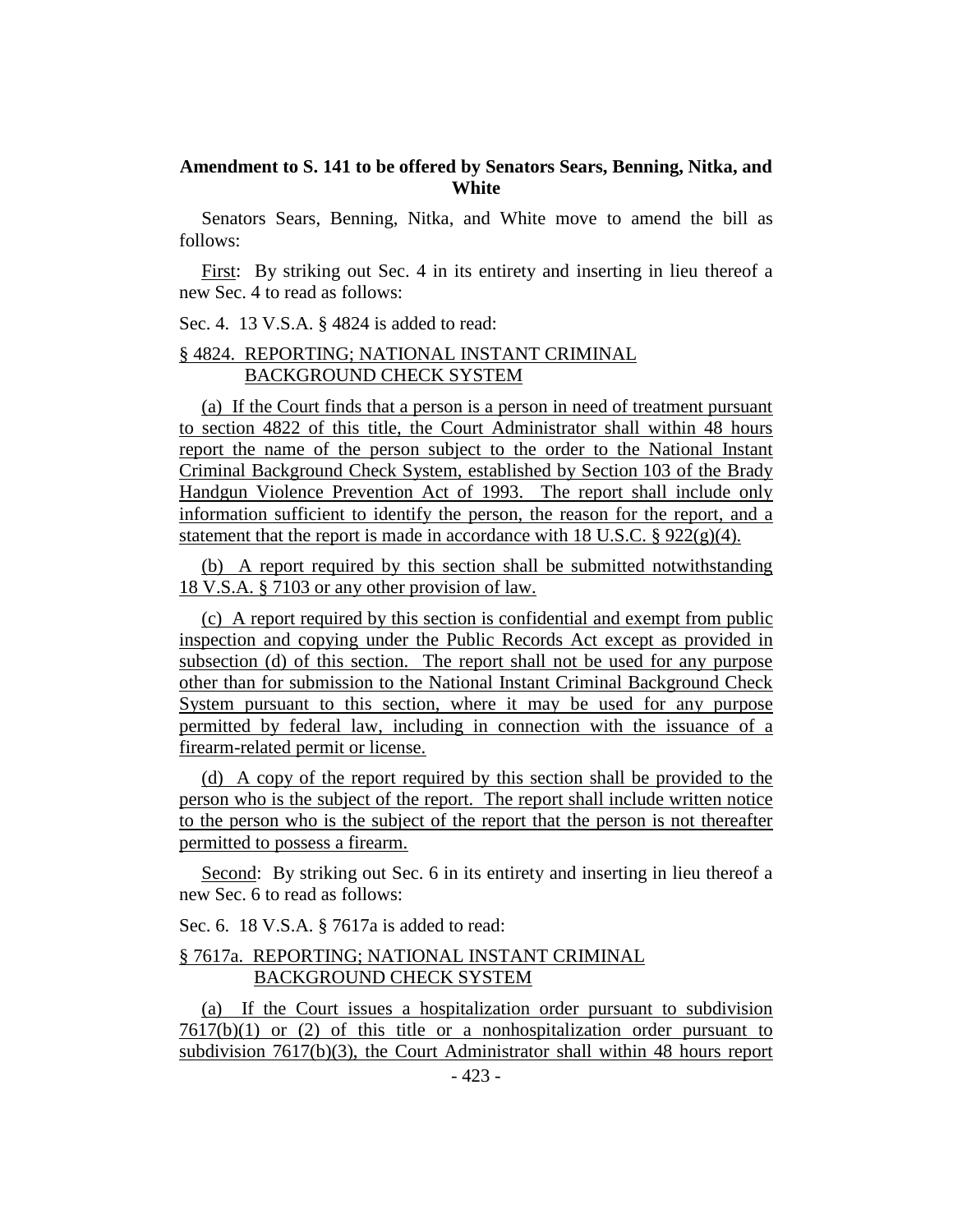**Amendment to S. 141 to be offered by Senators Sears, Benning, Nitka, and White**

Senators Sears, Benning, Nitka, and White move to amend the bill as follows:

First: By striking out Sec. 4 in its entirety and inserting in lieu thereof a new Sec. 4 to read as follows:

Sec. 4. 13 V.S.A. § 4824 is added to read:

§ 4824. REPORTING; NATIONAL INSTANT CRIMINAL BACKGROUND CHECK SYSTEM

(a) If the Court finds that a person is a person in need of treatment pursuant to section 4822 of this title, the Court Administrator shall within 48 hours report the name of the person subject to the order to the National Instant Criminal Background Check System, established by Section 103 of the Brady Handgun Violence Prevention Act of 1993. The report shall include only information sufficient to identify the person, the reason for the report, and a statement that the report is made in accordance with 18 U.S.C. § 922(g)(4).

(b) A report required by this section shall be submitted notwithstanding 18 V.S.A. § 7103 or any other provision of law.

(c) A report required by this section is confidential and exempt from public inspection and copying under the Public Records Act except as provided in subsection (d) of this section. The report shall not be used for any purpose other than for submission to the National Instant Criminal Background Check System pursuant to this section, where it may be used for any purpose permitted by federal law, including in connection with the issuance of a firearm-related permit or license.

(d) A copy of the report required by this section shall be provided to the person who is the subject of the report. The report shall include written notice to the person who is the subject of the report that the person is not thereafter permitted to possess a firearm.

Second: By striking out Sec. 6 in its entirety and inserting in lieu thereof a new Sec. 6 to read as follows:

Sec. 6. 18 V.S.A. § 7617a is added to read:

§ 7617a. REPORTING; NATIONAL INSTANT CRIMINAL BACKGROUND CHECK SYSTEM

(a) If the Court issues a hospitalization order pursuant to subdivision 7617(b)(1) or (2) of this title or a nonhospitalization order pursuant to subdivision 7617(b)(3), the Court Administrator shall within 48 hours report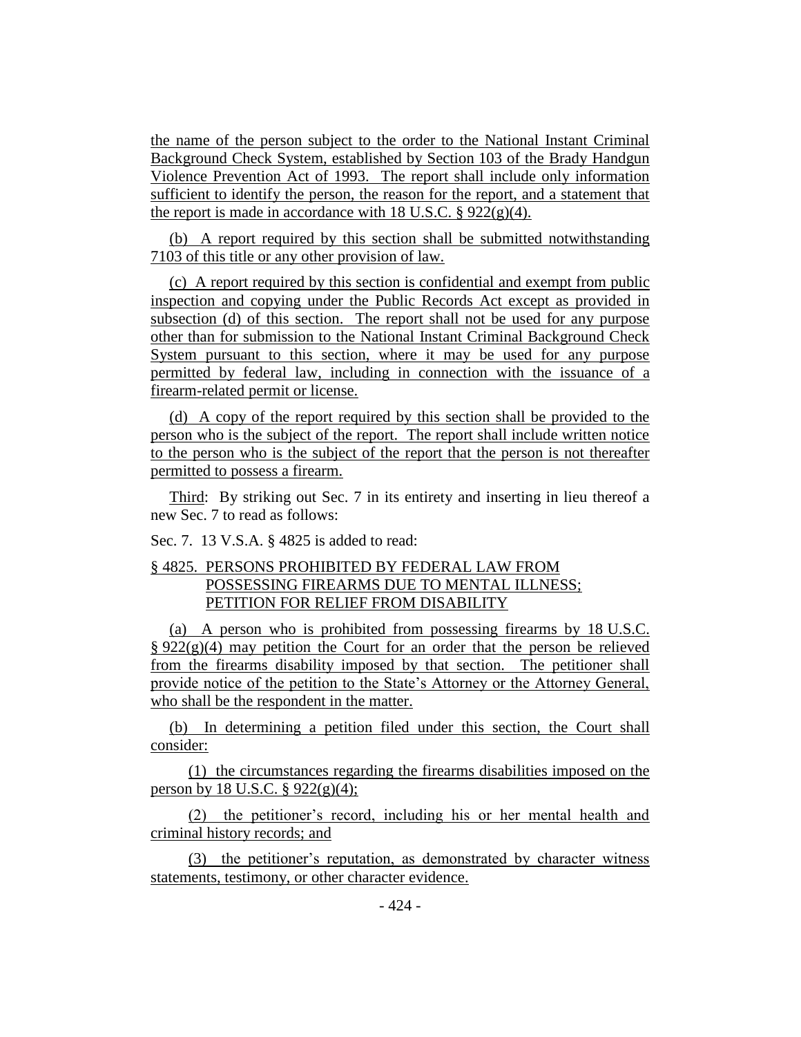the name of the person subject to the order to the National Instant Criminal Background Check System, established by Section 103 of the Brady Handgun Violence Prevention Act of 1993. The report shall include only information sufficient to identify the person, the reason for the report, and a statement that the report is made in accordance with 18 U.S.C. § 922(g)(4).

(b) A report required by this section shall be submitted notwithstanding 7103 of this title or any other provision of law.

(c) A report required by this section is confidential and exempt from public inspection and copying under the Public Records Act except as provided in subsection (d) of this section. The report shall not be used for any purpose other than for submission to the National Instant Criminal Background Check System pursuant to this section, where it may be used for any purpose permitted by federal law, including in connection with the issuance of a firearm-related permit or license.

(d) A copy of the report required by this section shall be provided to the person who is the subject of the report. The report shall include written notice to the person who is the subject of the report that the person is not thereafter permitted to possess a firearm.

Third: By striking out Sec. 7 in its entirety and inserting in lieu thereof a new Sec. 7 to read as follows:

Sec. 7. 13 V.S.A. § 4825 is added to read:

§ 4825. PERSONS PROHIBITED BY FEDERAL LAW FROM POSSESSING FIREARMS DUE TO MENTAL ILLNESS; PETITION FOR RELIEF FROM DISABILITY

(a) A person who is prohibited from possessing firearms by 18 U.S.C. § 922(g)(4) may petition the Court for an order that the person be relieved from the firearms disability imposed by that section. The petitioner shall provide notice of the petition to the State's Attorney or the Attorney General, who shall be the respondent in the matter.

(b) In determining a petition filed under this section, the Court shall consider:

(1) the circumstances regarding the firearms disabilities imposed on the person by 18 U.S.C. § 922(g)(4);

(2) the petitioner's record, including his or her mental health and criminal history records; and

(3) the petitioner's reputation, as demonstrated by character witness statements, testimony, or other character evidence.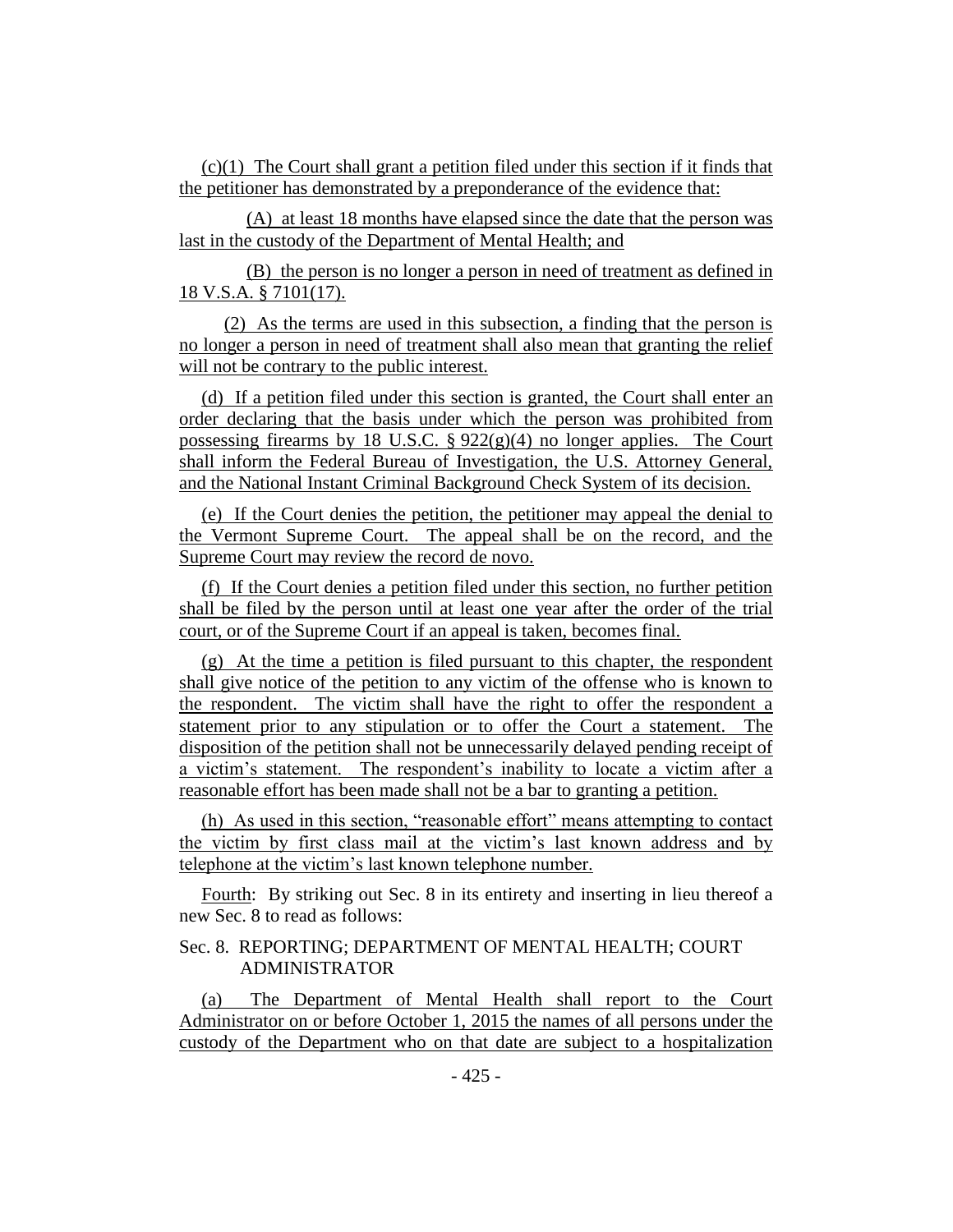(c)(1) The Court shall grant a petition filed under this section if it finds that the petitioner has demonstrated by a preponderance of the evidence that:

(A) at least 18 months have elapsed since the date that the person was last in the custody of the Department of Mental Health; and

(B) the person is no longer a person in need of treatment as defined in 18 V.S.A. § 7101(17).

(2) As the terms are used in this subsection, a finding that the person is no longer a person in need of treatment shall also mean that granting the relief will not be contrary to the public interest.

(d) If a petition filed under this section is granted, the Court shall enter an order declaring that the basis under which the person was prohibited from possessing firearms by 18 U.S.C. § 922(g)(4) no longer applies. The Court shall inform the Federal Bureau of Investigation, the U.S. Attorney General, and the National Instant Criminal Background Check System of its decision.

(e) If the Court denies the petition, the petitioner may appeal the denial to the Vermont Supreme Court. The appeal shall be on the record, and the Supreme Court may review the record de novo.

(f) If the Court denies a petition filed under this section, no further petition shall be filed by the person until at least one year after the order of the trial court, or of the Supreme Court if an appeal is taken, becomes final.

(g) At the time a petition is filed pursuant to this chapter, the respondent shall give notice of the petition to any victim of the offense who is known to the respondent. The victim shall have the right to offer the respondent a statement prior to any stipulation or to offer the Court a statement. The disposition of the petition shall not be unnecessarily delayed pending receipt of a victim's statement. The respondent's inability to locate a victim after a reasonable effort has been made shall not be a bar to granting a petition.

(h) As used in this section, "reasonable effort" means attempting to contact the victim by first class mail at the victim's last known address and by telephone at the victim's last known telephone number.

Fourth: By striking out Sec. 8 in its entirety and inserting in lieu thereof a new Sec. 8 to read as follows:

Sec. 8. REPORTING; DEPARTMENT OF MENTAL HEALTH; COURT ADMINISTRATOR

(a) The Department of Mental Health shall report to the Court Administrator on or before October 1, 2015 the names of all persons under the custody of the Department who on that date are subject to a hospitalization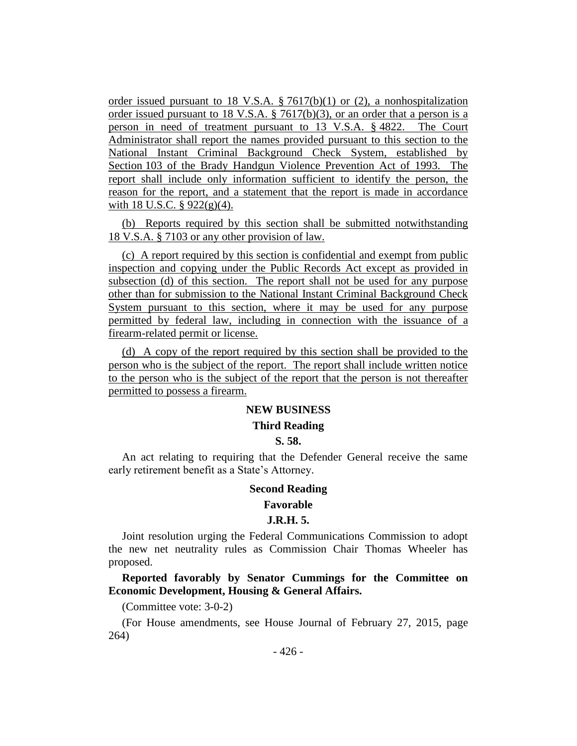order issued pursuant to 18 V.S.A. § 7617(b)(1) or (2), a nonhospitalization order issued pursuant to 18 V.S.A. § 7617(b)(3), or an order that a person is a person in need of treatment pursuant to 13 V.S.A. § 4822. The Court Administrator shall report the names provided pursuant to this section to the National Instant Criminal Background Check System, established by Section 103 of the Brady Handgun Violence Prevention Act of 1993. The report shall include only information sufficient to identify the person, the reason for the report, and a statement that the report is made in accordance with 18 U.S.C. § 922(g)(4).

(b) Reports required by this section shall be submitted notwithstanding 18 V.S.A. § 7103 or any other provision of law.

(c) A report required by this section is confidential and exempt from public inspection and copying under the Public Records Act except as provided in subsection (d) of this section. The report shall not be used for any purpose other than for submission to the National Instant Criminal Background Check System pursuant to this section, where it may be used for any purpose permitted by federal law, including in connection with the issuance of a firearm-related permit or license.

(d) A copy of the report required by this section shall be provided to the person who is the subject of the report. The report shall include written notice to the person who is the subject of the report that the person is not thereafter permitted to possess a firearm.

**NEW BUSINESS**

**Third Reading**

**S. 58.**

An act relating to requiring that the Defender General receive the same early retirement benefit as a State's Attorney.

**Second Reading**

**Favorable**

**J.R.H. 5.**

Joint resolution urging the Federal Communications Commission to adopt the new net neutrality rules as Commission Chair Thomas Wheeler has proposed.

**Reported favorably by Senator Cummings for the Committee on Economic Development, Housing & General Affairs.**

(Committee vote: 3-0-2)

(For House amendments, see House Journal of February 27, 2015, page 264)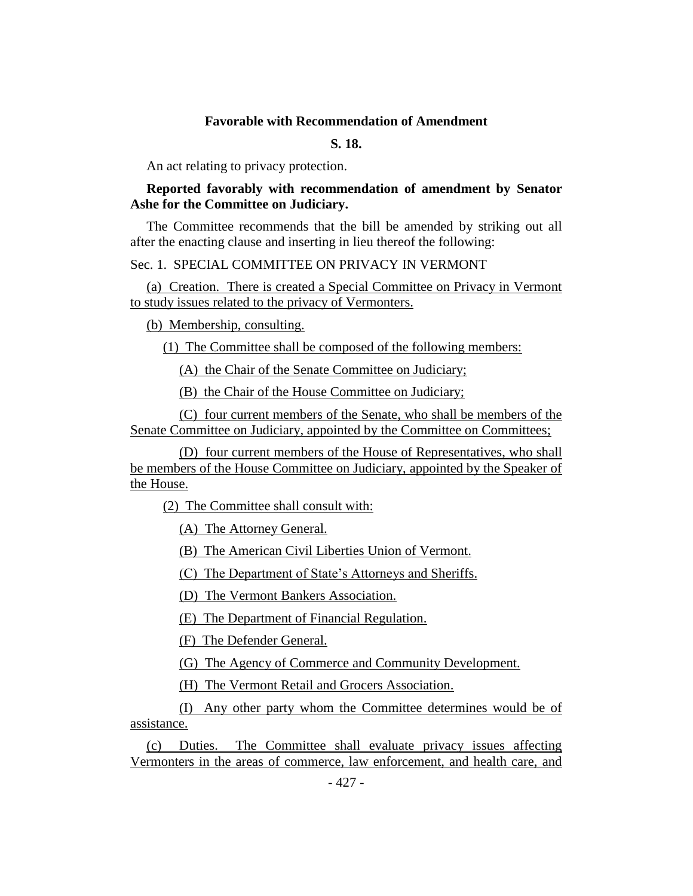**Favorable with Recommendation of Amendment**

**S. 18.**

An act relating to privacy protection.

**Reported favorably with recommendation of amendment by Senator Ashe for the Committee on Judiciary.**

The Committee recommends that the bill be amended by striking out all after the enacting clause and inserting in lieu thereof the following:

Sec. 1. SPECIAL COMMITTEE ON PRIVACY IN VERMONT

(a) Creation. There is created a Special Committee on Privacy in Vermont to study issues related to the privacy of Vermonters.

(b) Membership, consulting.

(1) The Committee shall be composed of the following members:

(A) the Chair of the Senate Committee on Judiciary;

(B) the Chair of the House Committee on Judiciary;

(C) four current members of the Senate, who shall be members of the Senate Committee on Judiciary, appointed by the Committee on Committees;

(D) four current members of the House of Representatives, who shall be members of the House Committee on Judiciary, appointed by the Speaker of the House.

(2) The Committee shall consult with:

(A) The Attorney General.

(B) The American Civil Liberties Union of Vermont.

(C) The Department of State's Attorneys and Sheriffs.

(D) The Vermont Bankers Association.

(E) The Department of Financial Regulation.

(F) The Defender General.

(G) The Agency of Commerce and Community Development.

(H) The Vermont Retail and Grocers Association.

(I) Any other party whom the Committee determines would be of assistance.

(c) Duties. The Committee shall evaluate privacy issues affecting Vermonters in the areas of commerce, law enforcement, and health care, and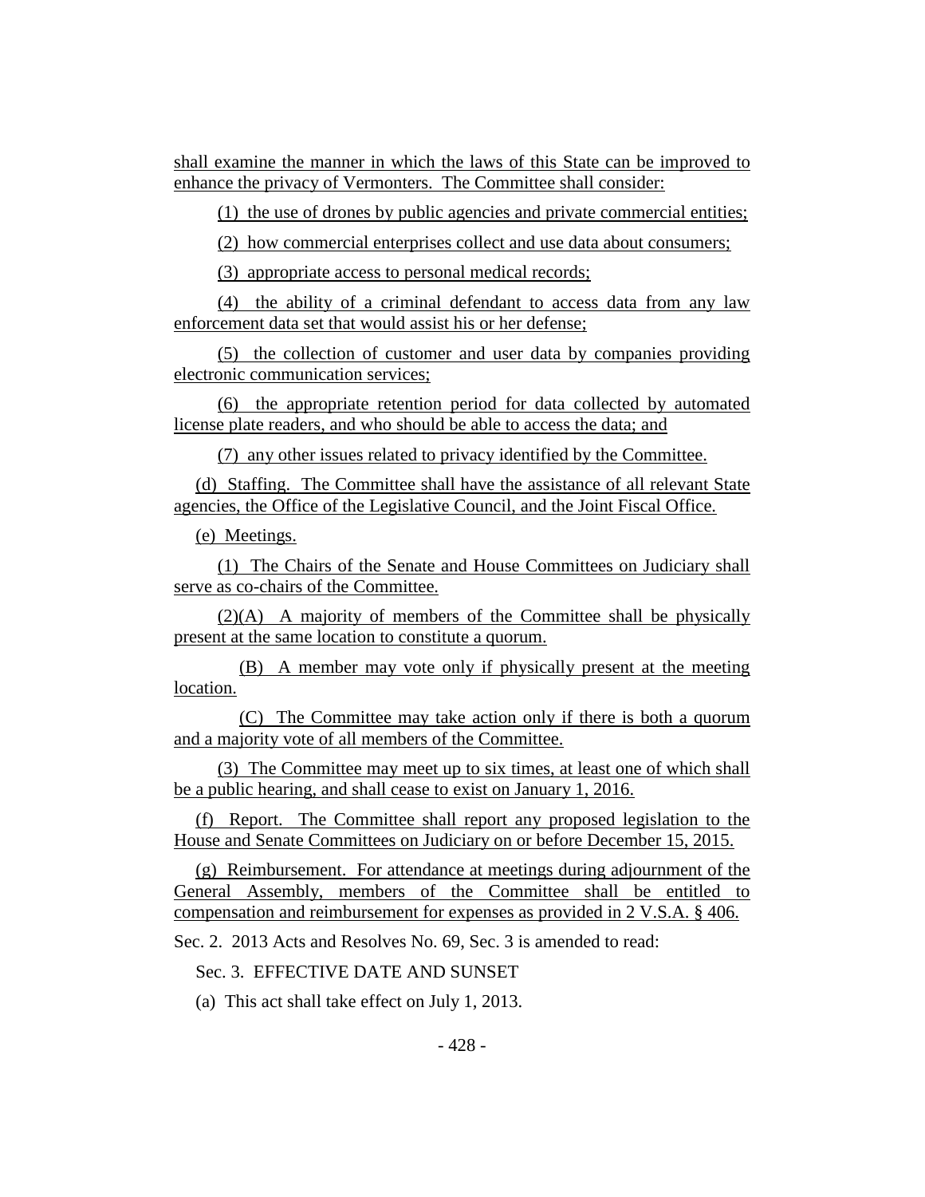shall examine the manner in which the laws of this State can be improved to enhance the privacy of Vermonters. The Committee shall consider:

(1) the use of drones by public agencies and private commercial entities;

(2) how commercial enterprises collect and use data about consumers;

(3) appropriate access to personal medical records;

(4) the ability of a criminal defendant to access data from any law enforcement data set that would assist his or her defense;

(5) the collection of customer and user data by companies providing electronic communication services;

(6) the appropriate retention period for data collected by automated license plate readers, and who should be able to access the data; and

(7) any other issues related to privacy identified by the Committee.

(d) Staffing. The Committee shall have the assistance of all relevant State agencies, the Office of the Legislative Council, and the Joint Fiscal Office.

(e) Meetings.

(1) The Chairs of the Senate and House Committees on Judiciary shall serve as co-chairs of the Committee.

(2)(A) A majority of members of the Committee shall be physically present at the same location to constitute a quorum.

(B) A member may vote only if physically present at the meeting location.

(C) The Committee may take action only if there is both a quorum and a majority vote of all members of the Committee.

(3) The Committee may meet up to six times, at least one of which shall be a public hearing, and shall cease to exist on January 1, 2016.

(f) Report. The Committee shall report any proposed legislation to the House and Senate Committees on Judiciary on or before December 15, 2015.

(g) Reimbursement. For attendance at meetings during adjournment of the General Assembly, members of the Committee shall be entitled to compensation and reimbursement for expenses as provided in 2 V.S.A. § 406.

Sec. 2. 2013 Acts and Resolves No. 69, Sec. 3 is amended to read:

Sec. 3. EFFECTIVE DATE AND SUNSET

(a) This act shall take effect on July 1, 2013.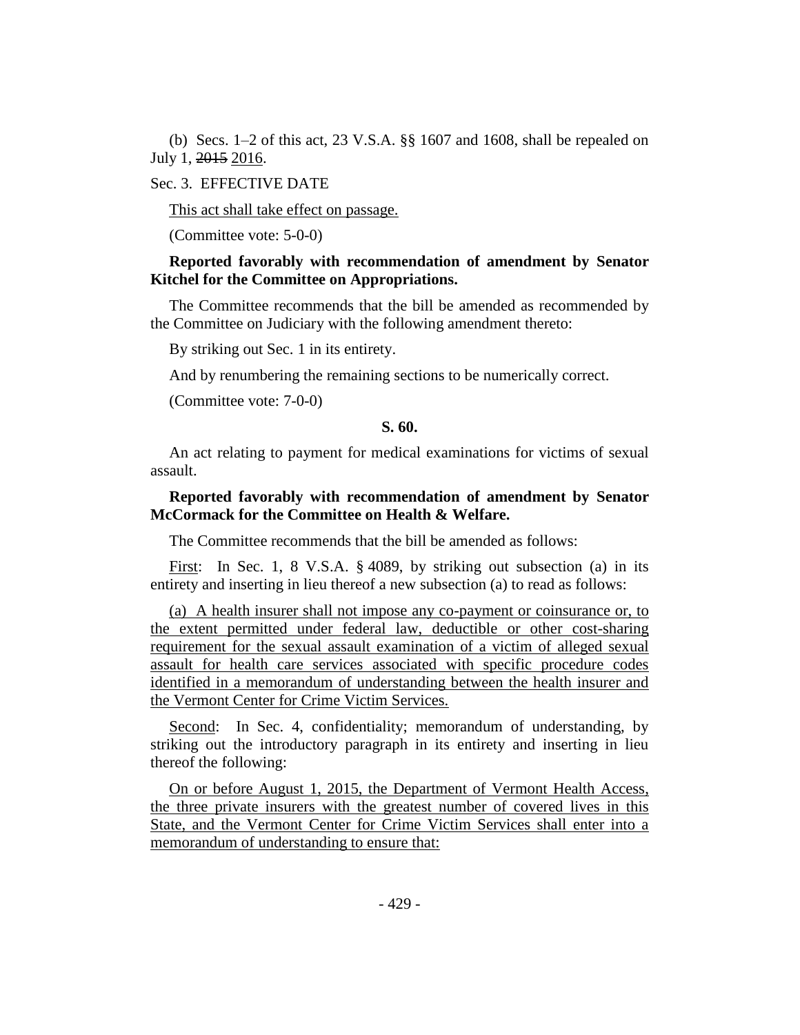(b) Secs. 1–2 of this act, 23 V.S.A. §§ 1607 and 1608, shall be repealed on July 1, ~~2015~~ 2016.

Sec. 3. EFFECTIVE DATE

This act shall take effect on passage.

(Committee vote: 5-0-0)

**Reported favorably with recommendation of amendment by Senator Kitchel for the Committee on Appropriations.**

The Committee recommends that the bill be amended as recommended by the Committee on Judiciary with the following amendment thereto:

By striking out Sec. 1 in its entirety.

And by renumbering the remaining sections to be numerically correct.

(Committee vote: 7-0-0)

**S. 60.**

An act relating to payment for medical examinations for victims of sexual assault.

**Reported favorably with recommendation of amendment by Senator McCormack for the Committee on Health & Welfare.**

The Committee recommends that the bill be amended as follows:

First: In Sec. 1, 8 V.S.A. § 4089, by striking out subsection (a) in its entirety and inserting in lieu thereof a new subsection (a) to read as follows:

(a) A health insurer shall not impose any co-payment or coinsurance or, to the extent permitted under federal law, deductible or other cost-sharing requirement for the sexual assault examination of a victim of alleged sexual assault for health care services associated with specific procedure codes identified in a memorandum of understanding between the health insurer and the Vermont Center for Crime Victim Services.

Second: In Sec. 4, confidentiality; memorandum of understanding, by striking out the introductory paragraph in its entirety and inserting in lieu thereof the following:

On or before August 1, 2015, the Department of Vermont Health Access, the three private insurers with the greatest number of covered lives in this State, and the Vermont Center for Crime Victim Services shall enter into a memorandum of understanding to ensure that: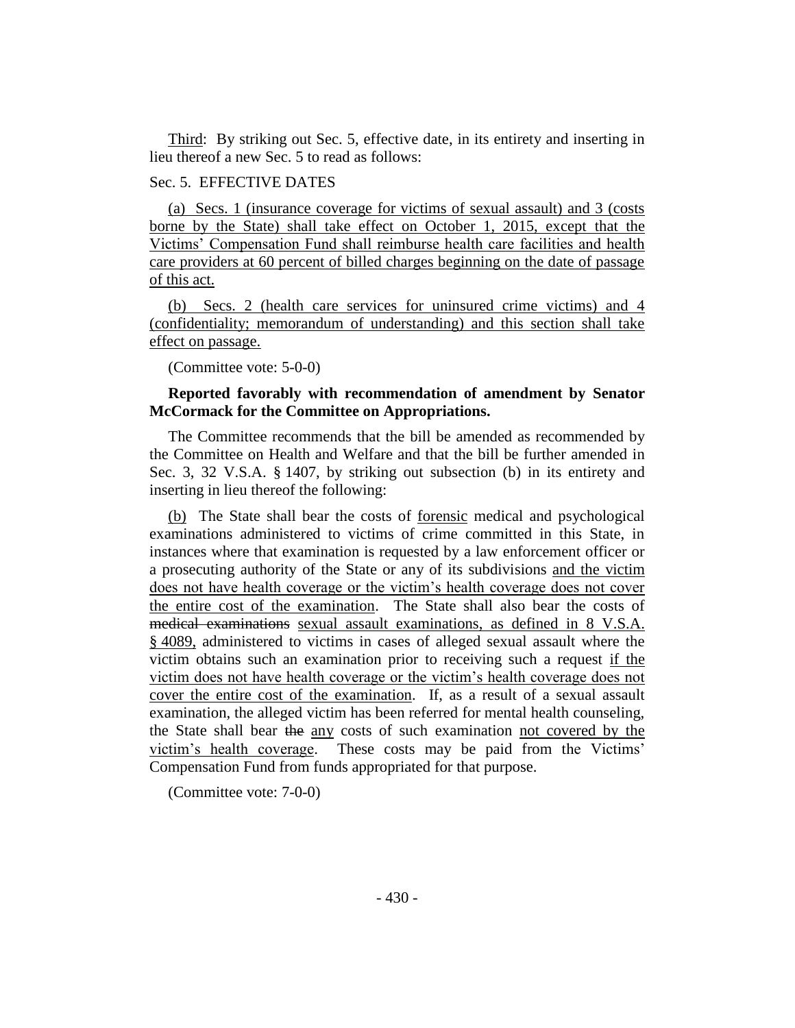Third: By striking out Sec. 5, effective date, in its entirety and inserting in lieu thereof a new Sec. 5 to read as follows:

Sec. 5. EFFECTIVE DATES

(a) Secs. 1 (insurance coverage for victims of sexual assault) and 3 (costs borne by the State) shall take effect on October 1, 2015, except that the Victims' Compensation Fund shall reimburse health care facilities and health care providers at 60 percent of billed charges beginning on the date of passage of this act.

(b) Secs. 2 (health care services for uninsured crime victims) and 4 (confidentiality; memorandum of understanding) and this section shall take effect on passage.

(Committee vote: 5-0-0)

**Reported favorably with recommendation of amendment by Senator McCormack for the Committee on Appropriations.**

The Committee recommends that the bill be amended as recommended by the Committee on Health and Welfare and that the bill be further amended in Sec. 3, 32 V.S.A. § 1407, by striking out subsection (b) in its entirety and inserting in lieu thereof the following:

(b) The State shall bear the costs of forensic medical and psychological examinations administered to victims of crime committed in this State, in instances where that examination is requested by a law enforcement officer or a prosecuting authority of the State or any of its subdivisions and the victim does not have health coverage or the victim's health coverage does not cover the entire cost of the examination. The State shall also bear the costs of ~~medical examinations~~ sexual assault examinations, as defined in 8 V.S.A. § 4089, administered to victims in cases of alleged sexual assault where the victim obtains such an examination prior to receiving such a request if the victim does not have health coverage or the victim's health coverage does not cover the entire cost of the examination. If, as a result of a sexual assault examination, the alleged victim has been referred for mental health counseling, the State shall bear ~~the~~ any costs of such examination not covered by the victim's health coverage. These costs may be paid from the Victims' Compensation Fund from funds appropriated for that purpose.

(Committee vote: 7-0-0)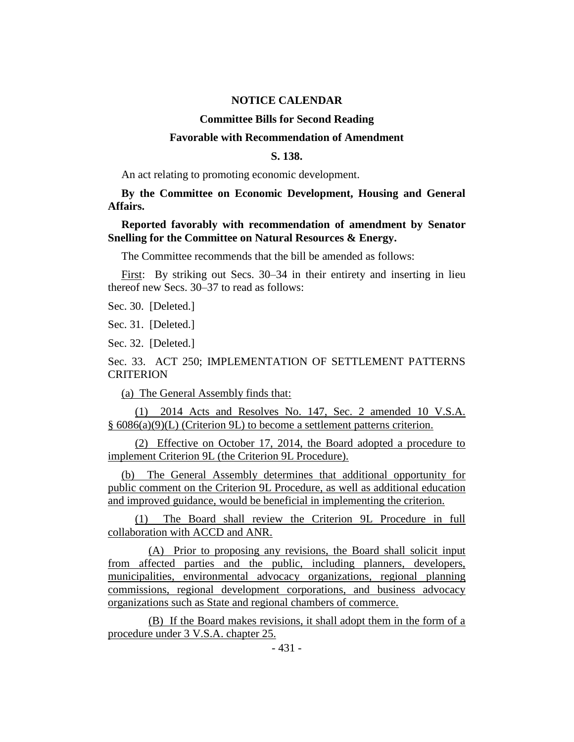**NOTICE CALENDAR**

**Committee Bills for Second Reading**

**Favorable with Recommendation of Amendment**

**S. 138.**

An act relating to promoting economic development.

**By the Committee on Economic Development, Housing and General Affairs.**

**Reported favorably with recommendation of amendment by Senator Snelling for the Committee on Natural Resources & Energy.**

The Committee recommends that the bill be amended as follows:

First: By striking out Secs. 30–34 in their entirety and inserting in lieu thereof new Secs. 30–37 to read as follows:

Sec. 30. [Deleted.]

Sec. 31. [Deleted.]

Sec. 32. [Deleted.]

Sec. 33. ACT 250; IMPLEMENTATION OF SETTLEMENT PATTERNS CRITERION

(a) The General Assembly finds that:

(1) 2014 Acts and Resolves No. 147, Sec. 2 amended 10 V.S.A. § 6086(a)(9)(L) (Criterion 9L) to become a settlement patterns criterion.

(2) Effective on October 17, 2014, the Board adopted a procedure to implement Criterion 9L (the Criterion 9L Procedure).

(b) The General Assembly determines that additional opportunity for public comment on the Criterion 9L Procedure, as well as additional education and improved guidance, would be beneficial in implementing the criterion.

(1) The Board shall review the Criterion 9L Procedure in full collaboration with ACCD and ANR.

(A) Prior to proposing any revisions, the Board shall solicit input from affected parties and the public, including planners, developers, municipalities, environmental advocacy organizations, regional planning commissions, regional development corporations, and business advocacy organizations such as State and regional chambers of commerce.

(B) If the Board makes revisions, it shall adopt them in the form of a procedure under 3 V.S.A. chapter 25.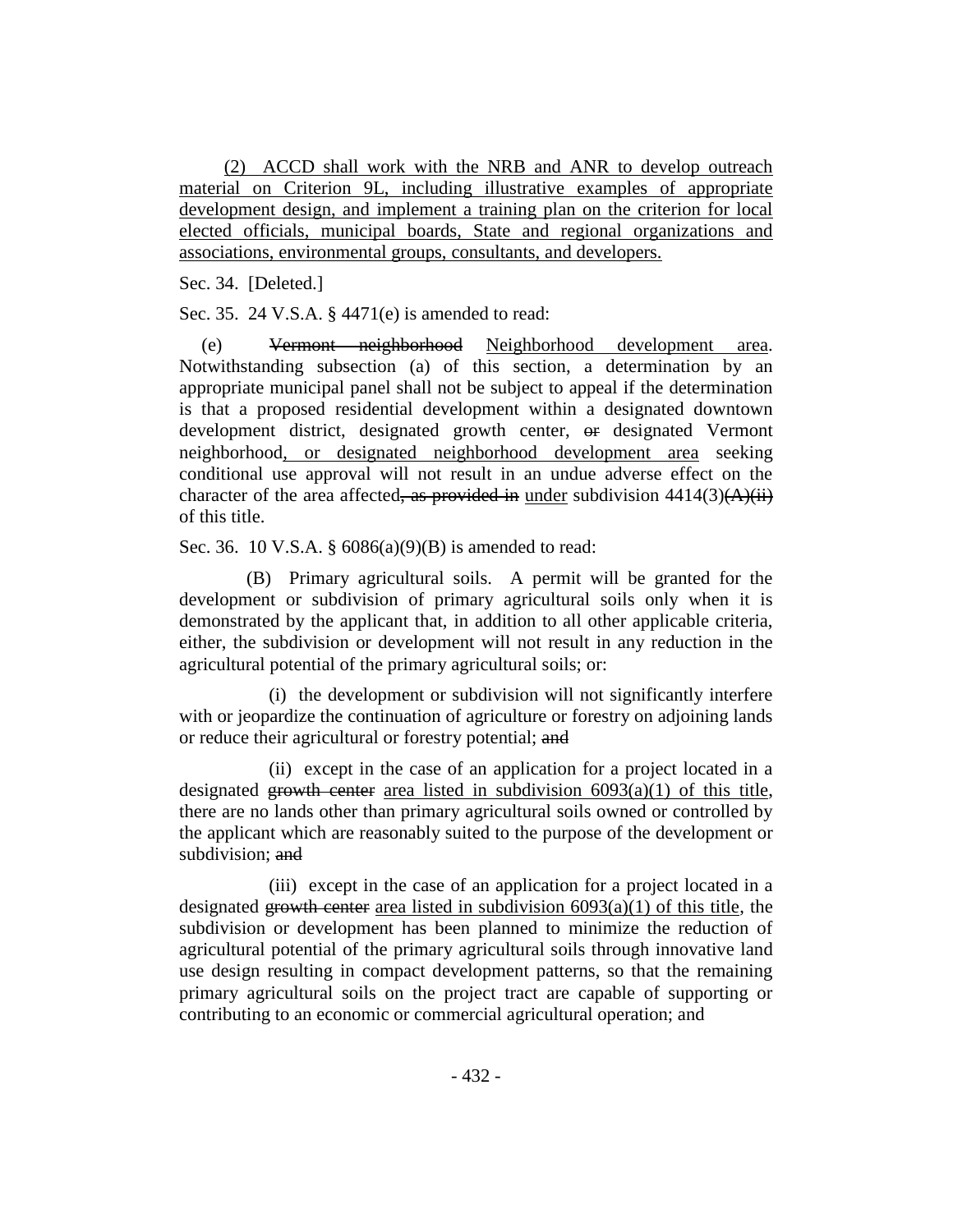(2) ACCD shall work with the NRB and ANR to develop outreach material on Criterion 9L, including illustrative examples of appropriate development design, and implement a training plan on the criterion for local elected officials, municipal boards, State and regional organizations and associations, environmental groups, consultants, and developers.

Sec. 34. [Deleted.]

Sec. 35. 24 V.S.A. § 4471(e) is amended to read:

(e) ~~Vermont neighborhood~~ Neighborhood development area. Notwithstanding subsection (a) of this section, a determination by an appropriate municipal panel shall not be subject to appeal if the determination is that a proposed residential development within a designated downtown development district, designated growth center, ~~or~~ designated Vermont neighborhood, or designated neighborhood development area seeking conditional use approval will not result in an undue adverse effect on the character of the area affected~~, as provided in~~ under subdivision 4414(3)~~(A)(ii)~~ of this title.

Sec. 36. 10 V.S.A. § 6086(a)(9)(B) is amended to read:

(B) Primary agricultural soils. A permit will be granted for the development or subdivision of primary agricultural soils only when it is demonstrated by the applicant that, in addition to all other applicable criteria, either, the subdivision or development will not result in any reduction in the agricultural potential of the primary agricultural soils; or:

(i) the development or subdivision will not significantly interfere with or jeopardize the continuation of agriculture or forestry on adjoining lands or reduce their agricultural or forestry potential; ~~and~~

(ii) except in the case of an application for a project located in a designated ~~growth center~~ area listed in subdivision 6093(a)(1) of this title, there are no lands other than primary agricultural soils owned or controlled by the applicant which are reasonably suited to the purpose of the development or subdivision; ~~and~~

(iii) except in the case of an application for a project located in a designated ~~growth center~~ area listed in subdivision 6093(a)(1) of this title, the subdivision or development has been planned to minimize the reduction of agricultural potential of the primary agricultural soils through innovative land use design resulting in compact development patterns, so that the remaining primary agricultural soils on the project tract are capable of supporting or contributing to an economic or commercial agricultural operation; and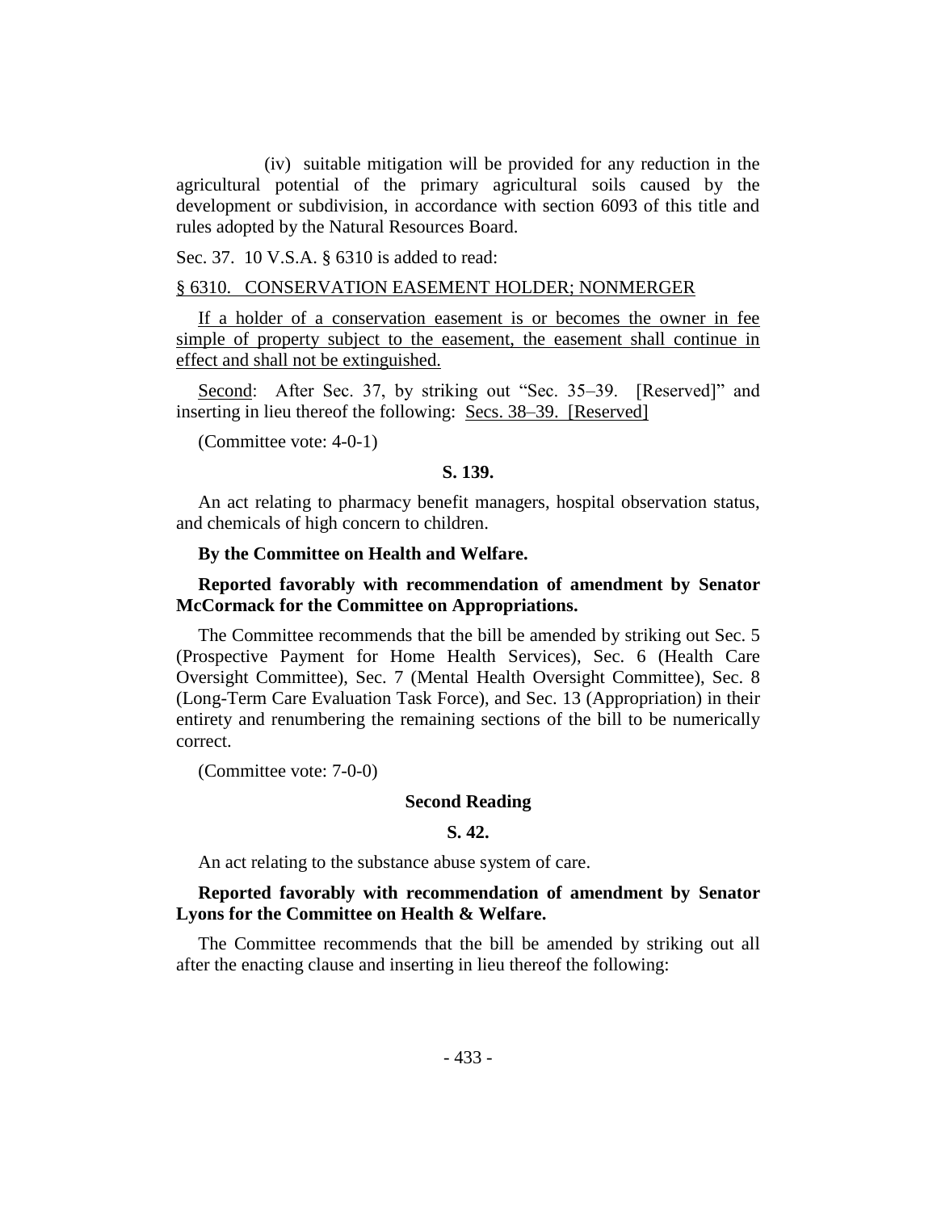(iv) suitable mitigation will be provided for any reduction in the agricultural potential of the primary agricultural soils caused by the development or subdivision, in accordance with section 6093 of this title and rules adopted by the Natural Resources Board.

Sec. 37. 10 V.S.A. § 6310 is added to read:

§ 6310. CONSERVATION EASEMENT HOLDER; NONMERGER

If a holder of a conservation easement is or becomes the owner in fee simple of property subject to the easement, the easement shall continue in effect and shall not be extinguished.

Second: After Sec. 37, by striking out "Sec. 35–39. [Reserved]" and inserting in lieu thereof the following: Secs. 38–39. [Reserved]

(Committee vote: 4-0-1)

**S. 139.**

An act relating to pharmacy benefit managers, hospital observation status, and chemicals of high concern to children.

**By the Committee on Health and Welfare.**

**Reported favorably with recommendation of amendment by Senator McCormack for the Committee on Appropriations.**

The Committee recommends that the bill be amended by striking out Sec. 5 (Prospective Payment for Home Health Services), Sec. 6 (Health Care Oversight Committee), Sec. 7 (Mental Health Oversight Committee), Sec. 8 (Long-Term Care Evaluation Task Force), and Sec. 13 (Appropriation) in their entirety and renumbering the remaining sections of the bill to be numerically correct.

(Committee vote: 7-0-0)

**Second Reading**

**S. 42.**

An act relating to the substance abuse system of care.

**Reported favorably with recommendation of amendment by Senator Lyons for the Committee on Health & Welfare.**

The Committee recommends that the bill be amended by striking out all after the enacting clause and inserting in lieu thereof the following: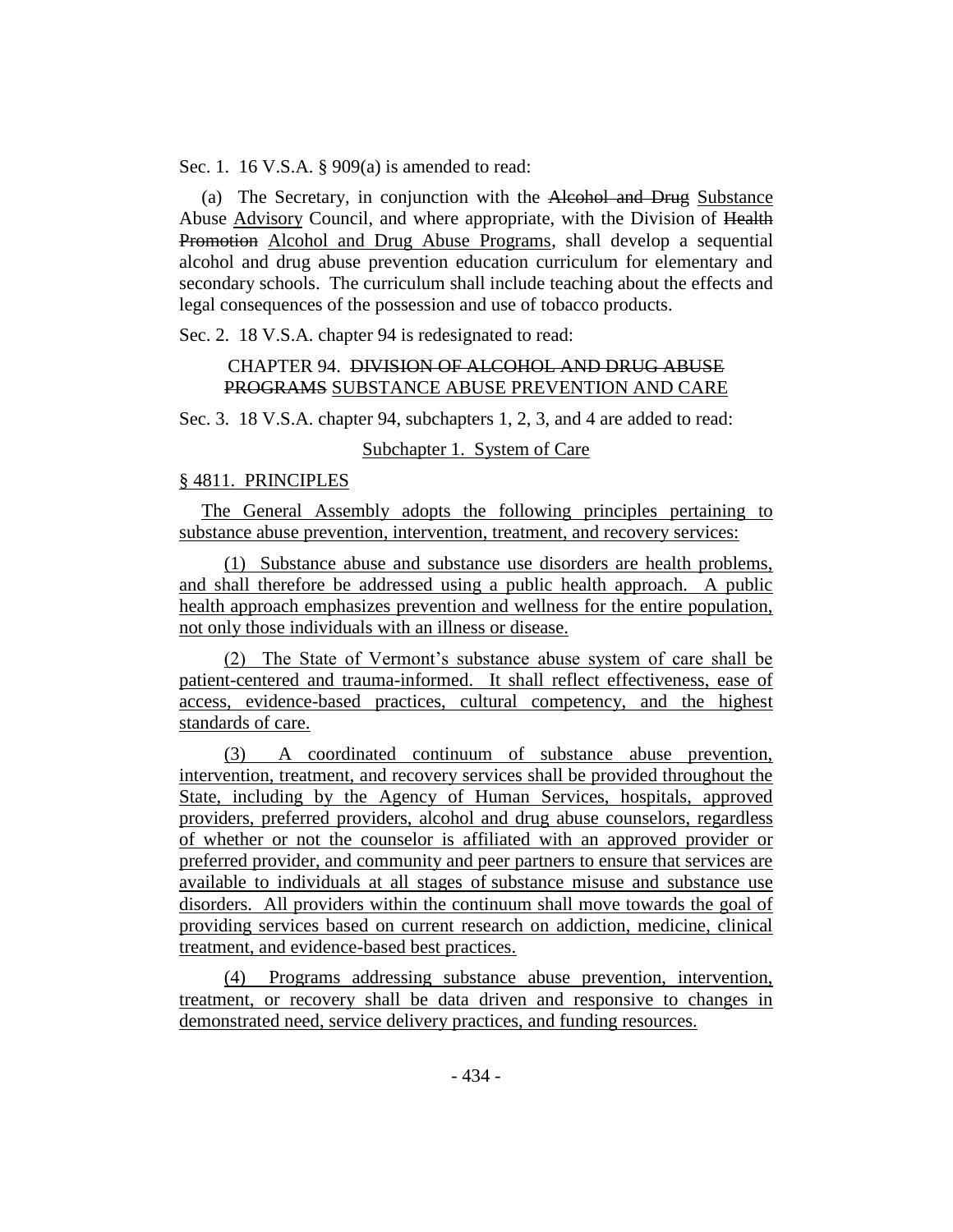Sec. 1. 16 V.S.A. § 909(a) is amended to read:

(a) The Secretary, in conjunction with the ~~Alcohol and Drug~~ Substance Abuse Advisory Council, and where appropriate, with the Division of ~~Health Promotion~~ Alcohol and Drug Abuse Programs, shall develop a sequential alcohol and drug abuse prevention education curriculum for elementary and secondary schools. The curriculum shall include teaching about the effects and legal consequences of the possession and use of tobacco products.

Sec. 2. 18 V.S.A. chapter 94 is redesignated to read:

CHAPTER 94. ~~DIVISION OF ALCOHOL AND DRUG ABUSE PROGRAMS~~ SUBSTANCE ABUSE PREVENTION AND CARE

Sec. 3. 18 V.S.A. chapter 94, subchapters 1, 2, 3, and 4 are added to read:

Subchapter 1. System of Care

§ 4811. PRINCIPLES

The General Assembly adopts the following principles pertaining to substance abuse prevention, intervention, treatment, and recovery services:

(1) Substance abuse and substance use disorders are health problems, and shall therefore be addressed using a public health approach. A public health approach emphasizes prevention and wellness for the entire population, not only those individuals with an illness or disease.

(2) The State of Vermont's substance abuse system of care shall be patient-centered and trauma-informed. It shall reflect effectiveness, ease of access, evidence-based practices, cultural competency, and the highest standards of care.

(3) A coordinated continuum of substance abuse prevention, intervention, treatment, and recovery services shall be provided throughout the State, including by the Agency of Human Services, hospitals, approved providers, preferred providers, alcohol and drug abuse counselors, regardless of whether or not the counselor is affiliated with an approved provider or preferred provider, and community and peer partners to ensure that services are available to individuals at all stages of substance misuse and substance use disorders. All providers within the continuum shall move towards the goal of providing services based on current research on addiction, medicine, clinical treatment, and evidence-based best practices.

(4) Programs addressing substance abuse prevention, intervention, treatment, or recovery shall be data driven and responsive to changes in demonstrated need, service delivery practices, and funding resources.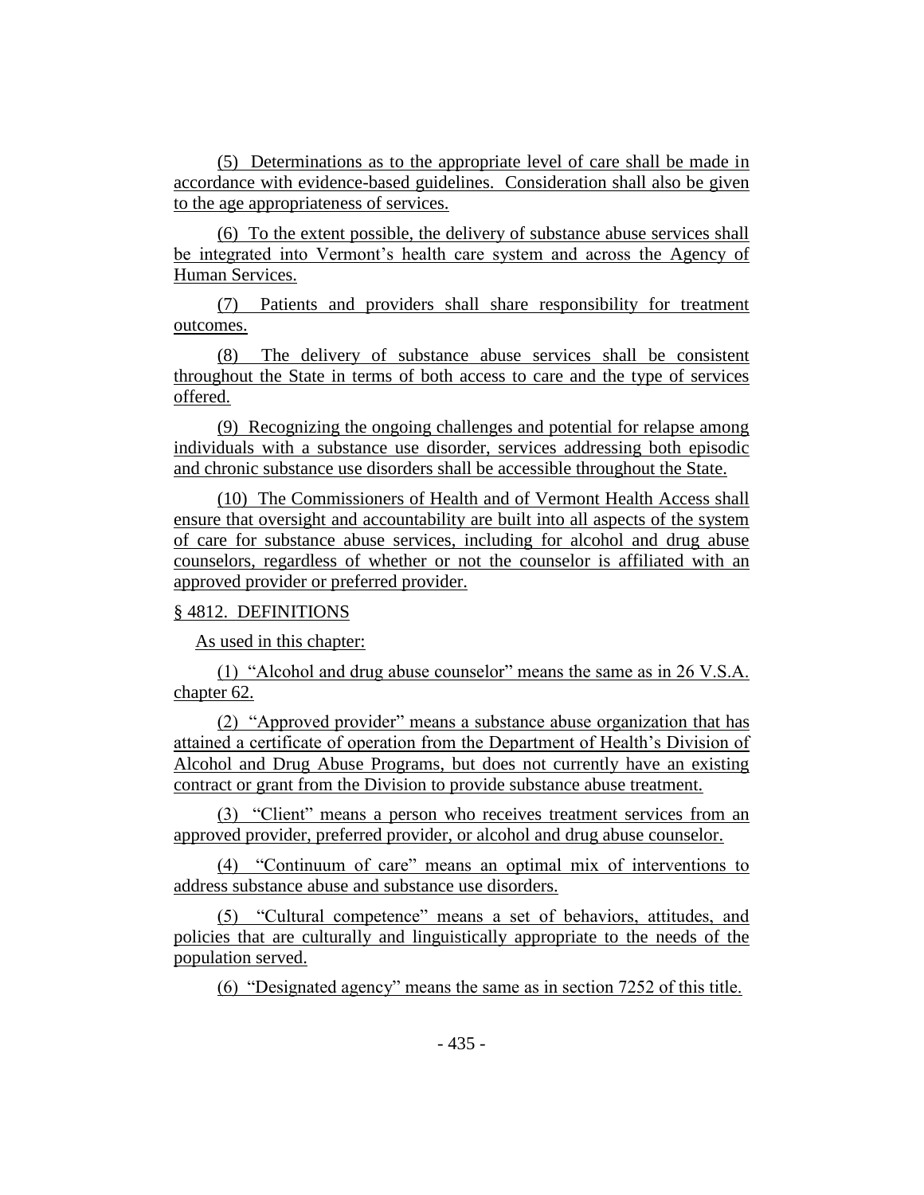(5) Determinations as to the appropriate level of care shall be made in accordance with evidence-based guidelines. Consideration shall also be given to the age appropriateness of services.

(6) To the extent possible, the delivery of substance abuse services shall be integrated into Vermont's health care system and across the Agency of Human Services.

(7) Patients and providers shall share responsibility for treatment outcomes.

(8) The delivery of substance abuse services shall be consistent throughout the State in terms of both access to care and the type of services offered.

(9) Recognizing the ongoing challenges and potential for relapse among individuals with a substance use disorder, services addressing both episodic and chronic substance use disorders shall be accessible throughout the State.

(10) The Commissioners of Health and of Vermont Health Access shall ensure that oversight and accountability are built into all aspects of the system of care for substance abuse services, including for alcohol and drug abuse counselors, regardless of whether or not the counselor is affiliated with an approved provider or preferred provider.

§ 4812. DEFINITIONS

As used in this chapter:

(1) "Alcohol and drug abuse counselor" means the same as in 26 V.S.A. chapter 62.

(2) "Approved provider" means a substance abuse organization that has attained a certificate of operation from the Department of Health's Division of Alcohol and Drug Abuse Programs, but does not currently have an existing contract or grant from the Division to provide substance abuse treatment.

(3) "Client" means a person who receives treatment services from an approved provider, preferred provider, or alcohol and drug abuse counselor.

(4) "Continuum of care" means an optimal mix of interventions to address substance abuse and substance use disorders.

(5) "Cultural competence" means a set of behaviors, attitudes, and policies that are culturally and linguistically appropriate to the needs of the population served.

(6) "Designated agency" means the same as in section 7252 of this title.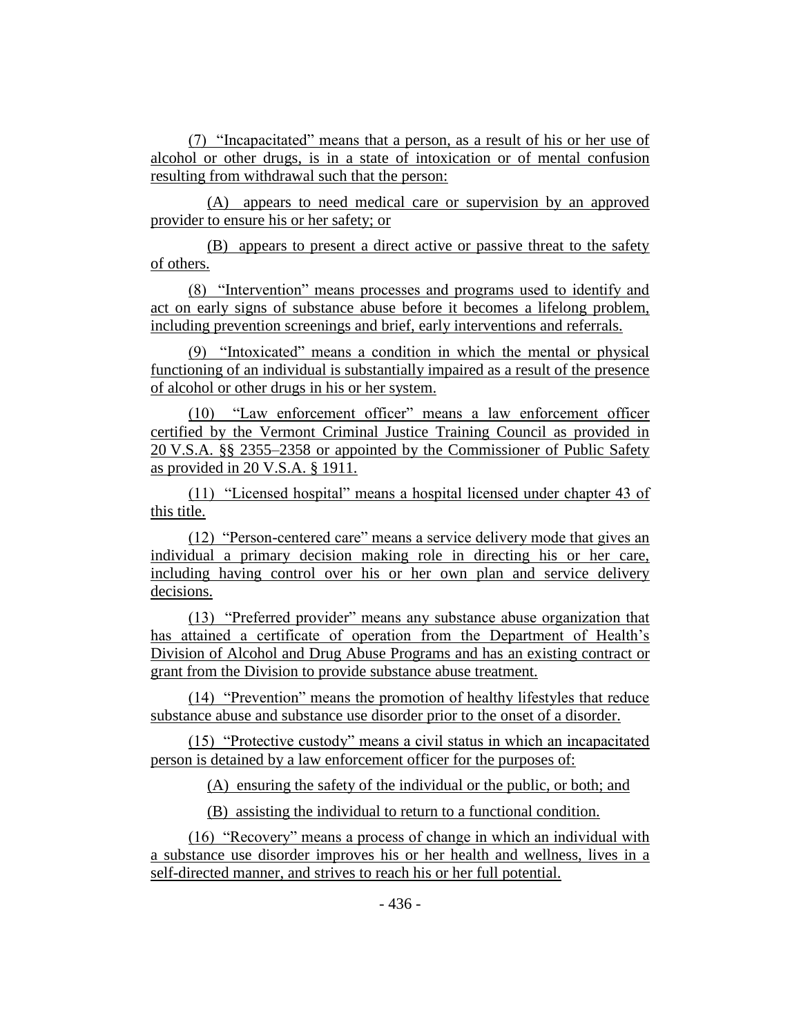(7) "Incapacitated" means that a person, as a result of his or her use of alcohol or other drugs, is in a state of intoxication or of mental confusion resulting from withdrawal such that the person:

(A) appears to need medical care or supervision by an approved provider to ensure his or her safety; or

(B) appears to present a direct active or passive threat to the safety of others.

(8) "Intervention" means processes and programs used to identify and act on early signs of substance abuse before it becomes a lifelong problem, including prevention screenings and brief, early interventions and referrals.

(9) "Intoxicated" means a condition in which the mental or physical functioning of an individual is substantially impaired as a result of the presence of alcohol or other drugs in his or her system.

(10) "Law enforcement officer" means a law enforcement officer certified by the Vermont Criminal Justice Training Council as provided in 20 V.S.A. §§ 2355–2358 or appointed by the Commissioner of Public Safety as provided in 20 V.S.A. § 1911.

(11) "Licensed hospital" means a hospital licensed under chapter 43 of this title.

(12) "Person-centered care" means a service delivery mode that gives an individual a primary decision making role in directing his or her care, including having control over his or her own plan and service delivery decisions.

(13) "Preferred provider" means any substance abuse organization that has attained a certificate of operation from the Department of Health's Division of Alcohol and Drug Abuse Programs and has an existing contract or grant from the Division to provide substance abuse treatment.

(14) "Prevention" means the promotion of healthy lifestyles that reduce substance abuse and substance use disorder prior to the onset of a disorder.

(15) "Protective custody" means a civil status in which an incapacitated person is detained by a law enforcement officer for the purposes of:

(A) ensuring the safety of the individual or the public, or both; and

(B) assisting the individual to return to a functional condition.

(16) "Recovery" means a process of change in which an individual with a substance use disorder improves his or her health and wellness, lives in a self-directed manner, and strives to reach his or her full potential.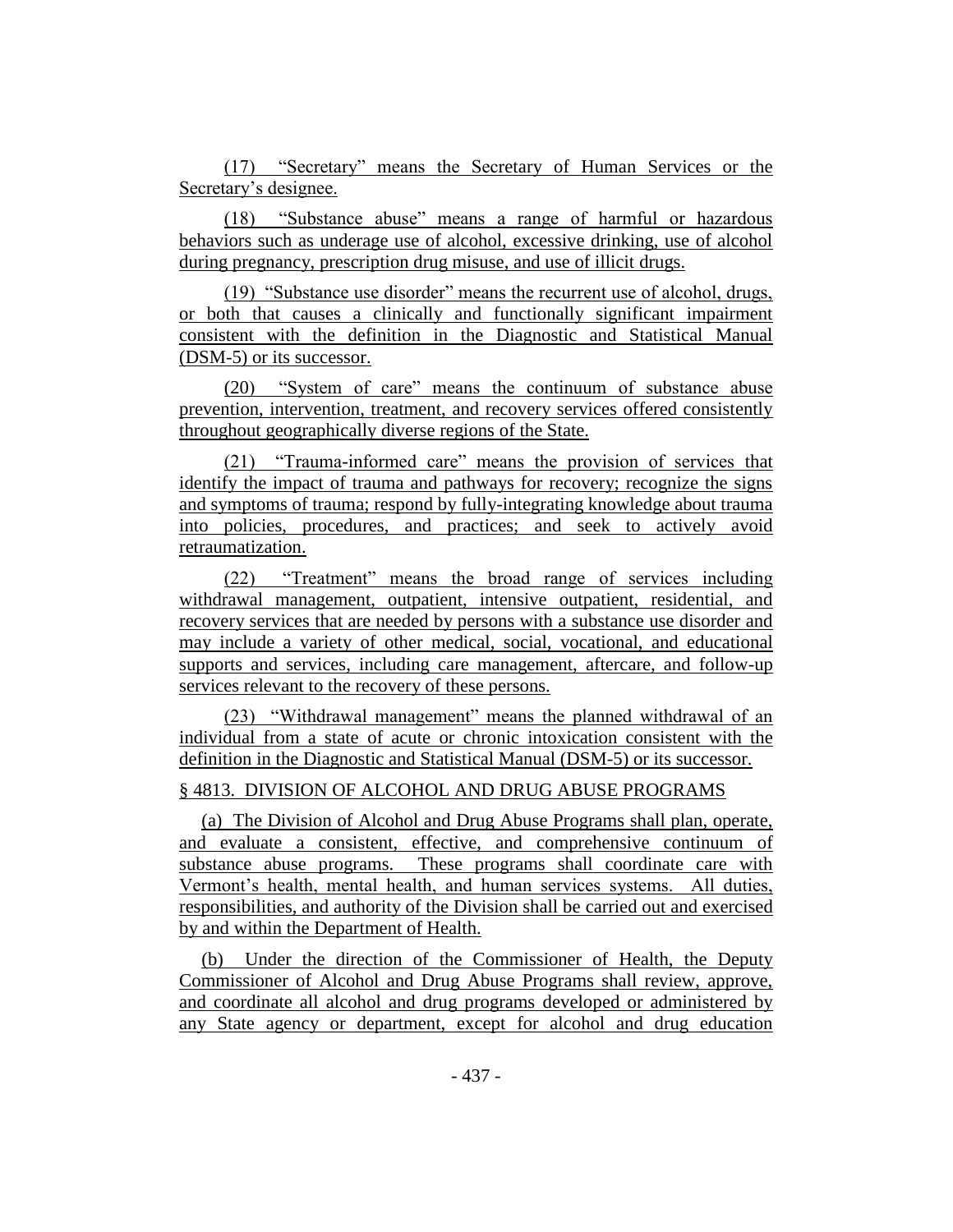(17) "Secretary" means the Secretary of Human Services or the Secretary's designee.

(18) "Substance abuse" means a range of harmful or hazardous behaviors such as underage use of alcohol, excessive drinking, use of alcohol during pregnancy, prescription drug misuse, and use of illicit drugs.

(19) "Substance use disorder" means the recurrent use of alcohol, drugs, or both that causes a clinically and functionally significant impairment consistent with the definition in the Diagnostic and Statistical Manual (DSM-5) or its successor.

(20) "System of care" means the continuum of substance abuse prevention, intervention, treatment, and recovery services offered consistently throughout geographically diverse regions of the State.

(21) "Trauma-informed care" means the provision of services that identify the impact of trauma and pathways for recovery; recognize the signs and symptoms of trauma; respond by fully-integrating knowledge about trauma into policies, procedures, and practices; and seek to actively avoid retraumatization.

(22) "Treatment" means the broad range of services including withdrawal management, outpatient, intensive outpatient, residential, and recovery services that are needed by persons with a substance use disorder and may include a variety of other medical, social, vocational, and educational supports and services, including care management, aftercare, and follow-up services relevant to the recovery of these persons.

(23) "Withdrawal management" means the planned withdrawal of an individual from a state of acute or chronic intoxication consistent with the definition in the Diagnostic and Statistical Manual (DSM-5) or its successor.

§ 4813. DIVISION OF ALCOHOL AND DRUG ABUSE PROGRAMS

(a) The Division of Alcohol and Drug Abuse Programs shall plan, operate, and evaluate a consistent, effective, and comprehensive continuum of substance abuse programs. These programs shall coordinate care with Vermont's health, mental health, and human services systems. All duties, responsibilities, and authority of the Division shall be carried out and exercised by and within the Department of Health.

(b) Under the direction of the Commissioner of Health, the Deputy Commissioner of Alcohol and Drug Abuse Programs shall review, approve, and coordinate all alcohol and drug programs developed or administered by any State agency or department, except for alcohol and drug education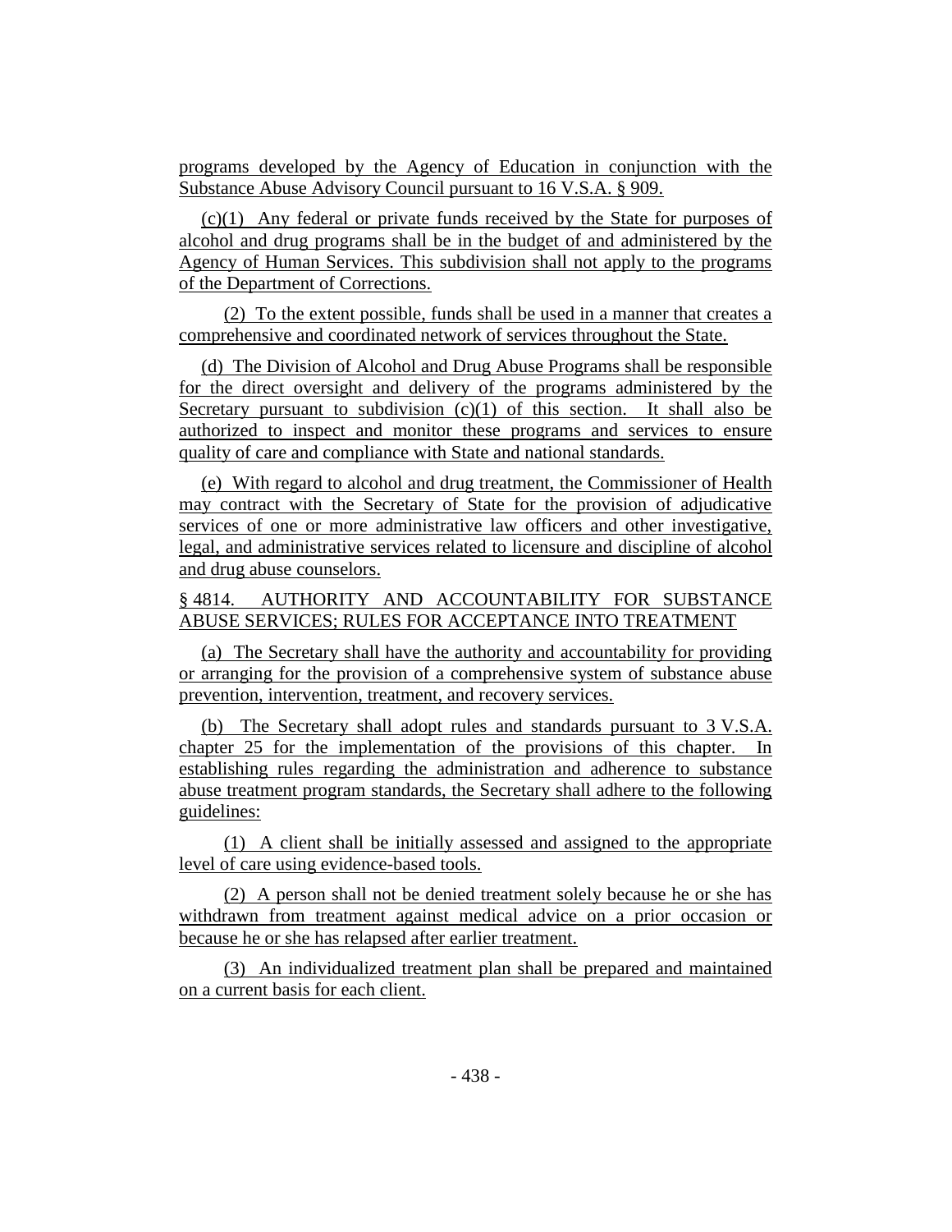programs developed by the Agency of Education in conjunction with the Substance Abuse Advisory Council pursuant to 16 V.S.A. § 909.

(c)(1) Any federal or private funds received by the State for purposes of alcohol and drug programs shall be in the budget of and administered by the Agency of Human Services. This subdivision shall not apply to the programs of the Department of Corrections.

(2) To the extent possible, funds shall be used in a manner that creates a comprehensive and coordinated network of services throughout the State.

(d) The Division of Alcohol and Drug Abuse Programs shall be responsible for the direct oversight and delivery of the programs administered by the Secretary pursuant to subdivision (c)(1) of this section. It shall also be authorized to inspect and monitor these programs and services to ensure quality of care and compliance with State and national standards.

(e) With regard to alcohol and drug treatment, the Commissioner of Health may contract with the Secretary of State for the provision of adjudicative services of one or more administrative law officers and other investigative, legal, and administrative services related to licensure and discipline of alcohol and drug abuse counselors.

§ 4814. AUTHORITY AND ACCOUNTABILITY FOR SUBSTANCE ABUSE SERVICES; RULES FOR ACCEPTANCE INTO TREATMENT

(a) The Secretary shall have the authority and accountability for providing or arranging for the provision of a comprehensive system of substance abuse prevention, intervention, treatment, and recovery services.

(b) The Secretary shall adopt rules and standards pursuant to 3 V.S.A. chapter 25 for the implementation of the provisions of this chapter. In establishing rules regarding the administration and adherence to substance abuse treatment program standards, the Secretary shall adhere to the following guidelines:

(1) A client shall be initially assessed and assigned to the appropriate level of care using evidence-based tools.

(2) A person shall not be denied treatment solely because he or she has withdrawn from treatment against medical advice on a prior occasion or because he or she has relapsed after earlier treatment.

(3) An individualized treatment plan shall be prepared and maintained on a current basis for each client.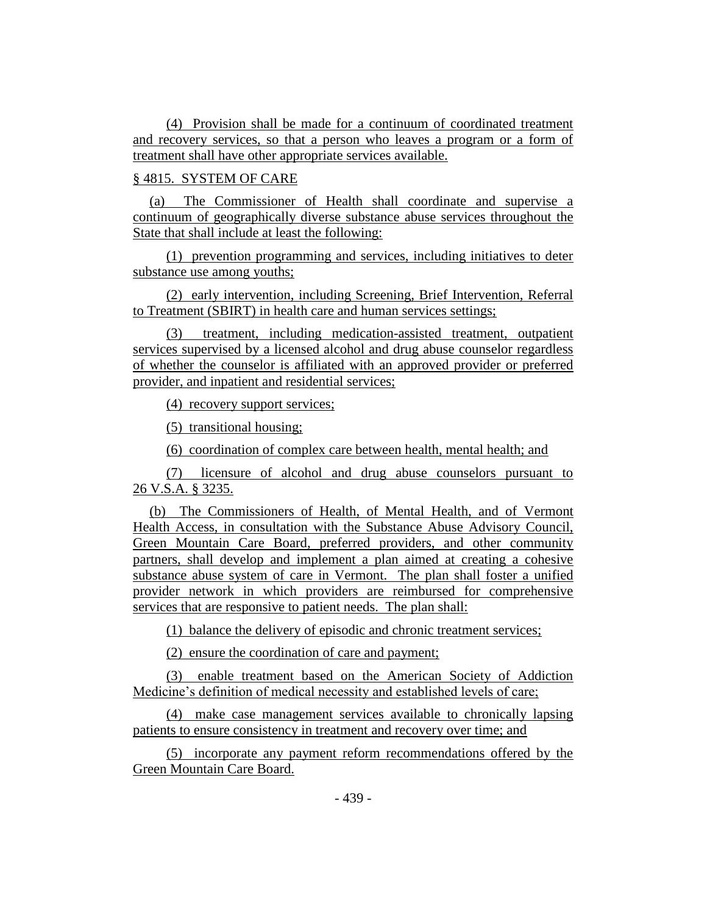(4) Provision shall be made for a continuum of coordinated treatment and recovery services, so that a person who leaves a program or a form of treatment shall have other appropriate services available.

§ 4815. SYSTEM OF CARE

(a) The Commissioner of Health shall coordinate and supervise a continuum of geographically diverse substance abuse services throughout the State that shall include at least the following:

(1) prevention programming and services, including initiatives to deter substance use among youths;

(2) early intervention, including Screening, Brief Intervention, Referral to Treatment (SBIRT) in health care and human services settings;

(3) treatment, including medication-assisted treatment, outpatient services supervised by a licensed alcohol and drug abuse counselor regardless of whether the counselor is affiliated with an approved provider or preferred provider, and inpatient and residential services;

(4) recovery support services;

(5) transitional housing;

(6) coordination of complex care between health, mental health; and

(7) licensure of alcohol and drug abuse counselors pursuant to 26 V.S.A. § 3235.

(b) The Commissioners of Health, of Mental Health, and of Vermont Health Access, in consultation with the Substance Abuse Advisory Council, Green Mountain Care Board, preferred providers, and other community partners, shall develop and implement a plan aimed at creating a cohesive substance abuse system of care in Vermont. The plan shall foster a unified provider network in which providers are reimbursed for comprehensive services that are responsive to patient needs. The plan shall:

(1) balance the delivery of episodic and chronic treatment services;

(2) ensure the coordination of care and payment;

(3) enable treatment based on the American Society of Addiction Medicine's definition of medical necessity and established levels of care;

(4) make case management services available to chronically lapsing patients to ensure consistency in treatment and recovery over time; and

(5) incorporate any payment reform recommendations offered by the Green Mountain Care Board.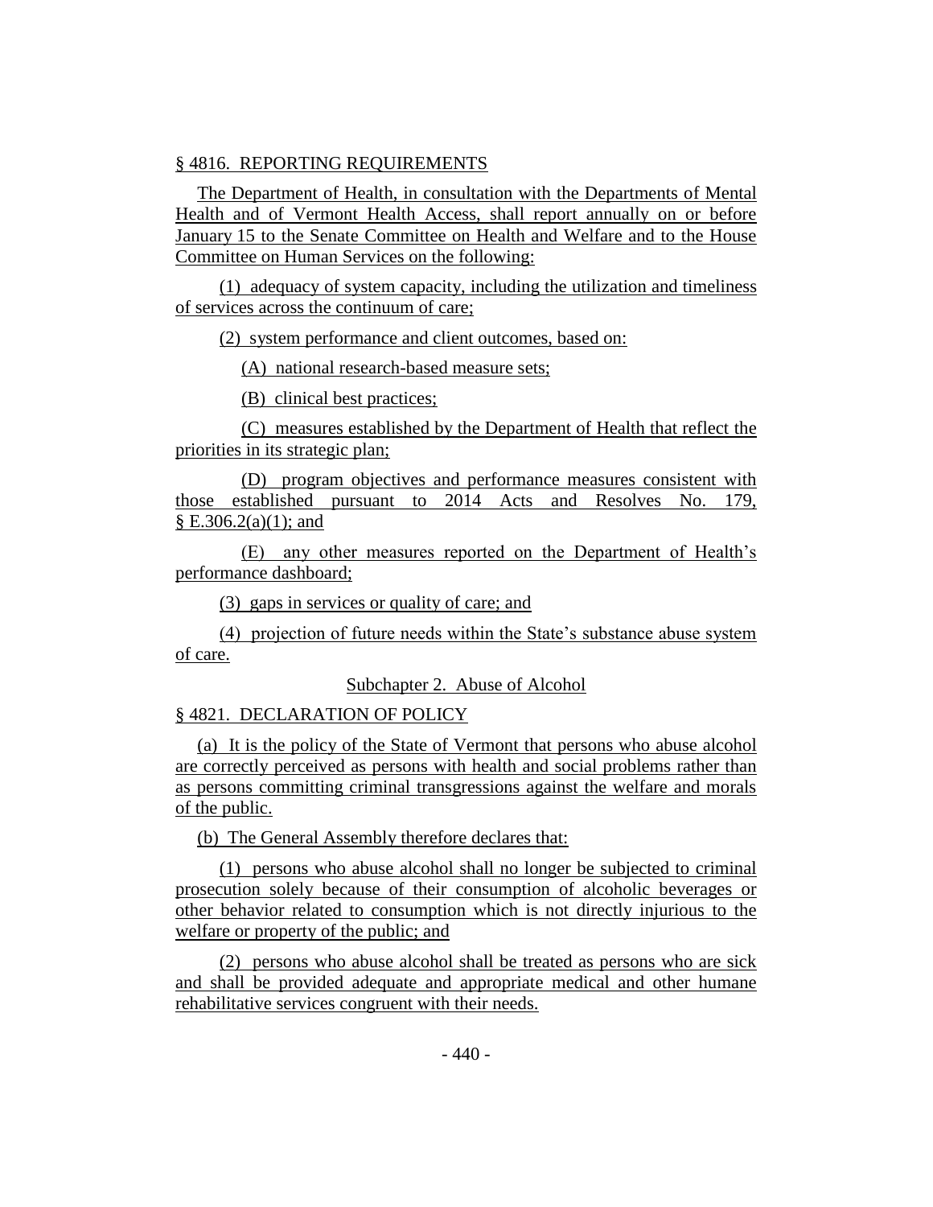§ 4816. REPORTING REQUIREMENTS

The Department of Health, in consultation with the Departments of Mental Health and of Vermont Health Access, shall report annually on or before January 15 to the Senate Committee on Health and Welfare and to the House Committee on Human Services on the following:

(1) adequacy of system capacity, including the utilization and timeliness of services across the continuum of care;

(2) system performance and client outcomes, based on:

(A) national research-based measure sets;

(B) clinical best practices;

(C) measures established by the Department of Health that reflect the priorities in its strategic plan;

(D) program objectives and performance measures consistent with those established pursuant to 2014 Acts and Resolves No. 179, § E.306.2(a)(1); and

(E) any other measures reported on the Department of Health's performance dashboard;

(3) gaps in services or quality of care; and

(4) projection of future needs within the State's substance abuse system of care.

Subchapter 2. Abuse of Alcohol

§ 4821. DECLARATION OF POLICY

(a) It is the policy of the State of Vermont that persons who abuse alcohol are correctly perceived as persons with health and social problems rather than as persons committing criminal transgressions against the welfare and morals of the public.

(b) The General Assembly therefore declares that:

(1) persons who abuse alcohol shall no longer be subjected to criminal prosecution solely because of their consumption of alcoholic beverages or other behavior related to consumption which is not directly injurious to the welfare or property of the public; and

(2) persons who abuse alcohol shall be treated as persons who are sick and shall be provided adequate and appropriate medical and other humane rehabilitative services congruent with their needs.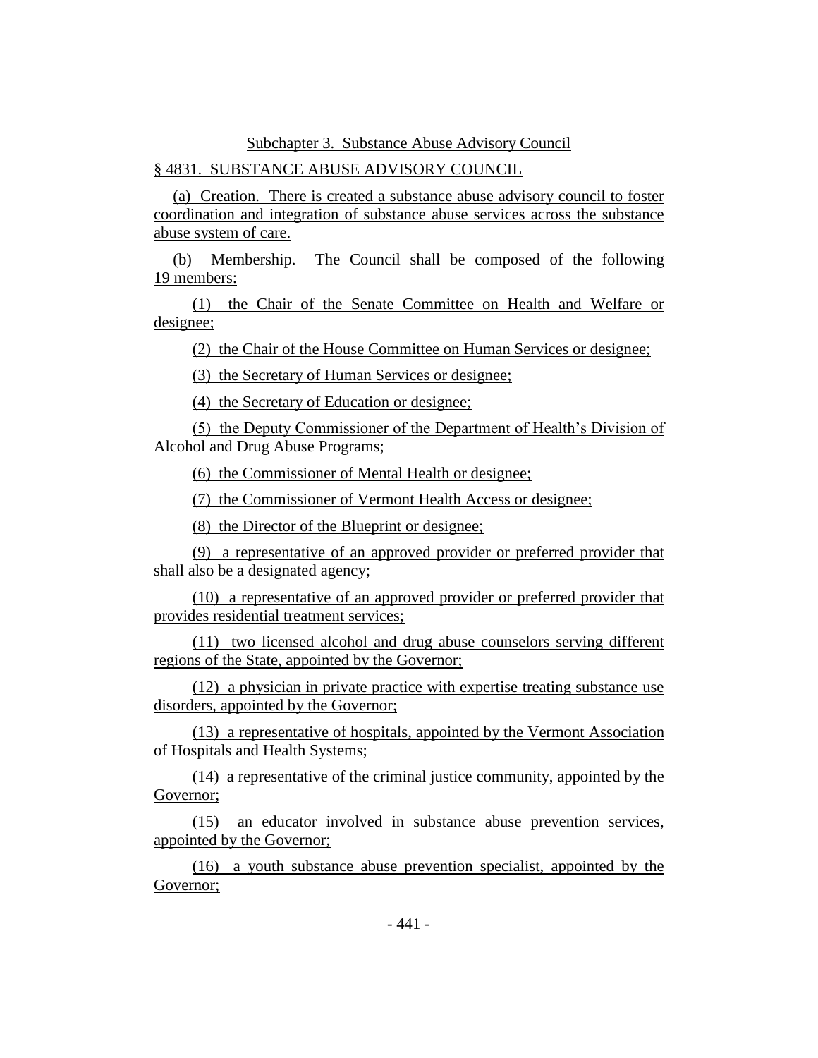Subchapter 3. Substance Abuse Advisory Council

§ 4831. SUBSTANCE ABUSE ADVISORY COUNCIL

(a) Creation. There is created a substance abuse advisory council to foster coordination and integration of substance abuse services across the substance abuse system of care.

(b) Membership. The Council shall be composed of the following 19 members:

(1) the Chair of the Senate Committee on Health and Welfare or designee;

(2) the Chair of the House Committee on Human Services or designee;

(3) the Secretary of Human Services or designee;

(4) the Secretary of Education or designee;

(5) the Deputy Commissioner of the Department of Health's Division of Alcohol and Drug Abuse Programs;

(6) the Commissioner of Mental Health or designee;

(7) the Commissioner of Vermont Health Access or designee;

(8) the Director of the Blueprint or designee;

(9) a representative of an approved provider or preferred provider that shall also be a designated agency;

(10) a representative of an approved provider or preferred provider that provides residential treatment services;

(11) two licensed alcohol and drug abuse counselors serving different regions of the State, appointed by the Governor;

(12) a physician in private practice with expertise treating substance use disorders, appointed by the Governor;

(13) a representative of hospitals, appointed by the Vermont Association of Hospitals and Health Systems;

(14) a representative of the criminal justice community, appointed by the Governor;

(15) an educator involved in substance abuse prevention services, appointed by the Governor;

(16) a youth substance abuse prevention specialist, appointed by the Governor;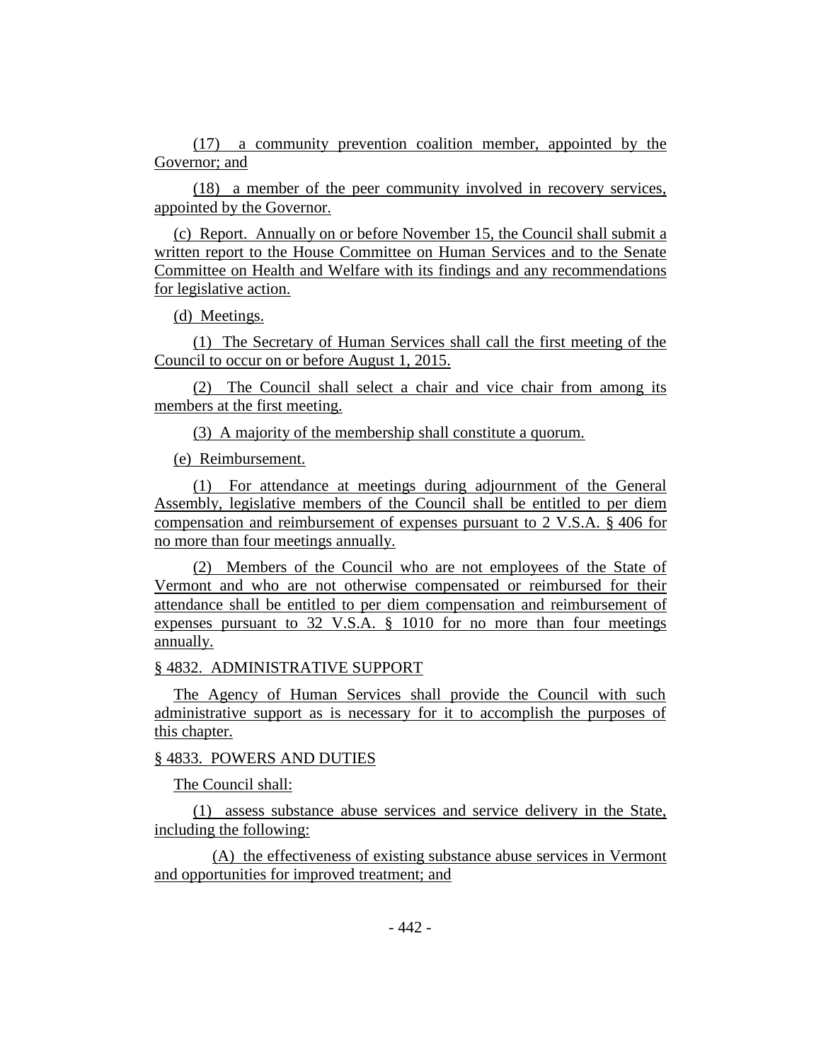(17) a community prevention coalition member, appointed by the Governor; and

(18) a member of the peer community involved in recovery services, appointed by the Governor.

(c) Report. Annually on or before November 15, the Council shall submit a written report to the House Committee on Human Services and to the Senate Committee on Health and Welfare with its findings and any recommendations for legislative action.

(d) Meetings.

(1) The Secretary of Human Services shall call the first meeting of the Council to occur on or before August 1, 2015.

(2) The Council shall select a chair and vice chair from among its members at the first meeting.

(3) A majority of the membership shall constitute a quorum.

(e) Reimbursement.

(1) For attendance at meetings during adjournment of the General Assembly, legislative members of the Council shall be entitled to per diem compensation and reimbursement of expenses pursuant to 2 V.S.A. § 406 for no more than four meetings annually.

(2) Members of the Council who are not employees of the State of Vermont and who are not otherwise compensated or reimbursed for their attendance shall be entitled to per diem compensation and reimbursement of expenses pursuant to 32 V.S.A. § 1010 for no more than four meetings annually.

§ 4832. ADMINISTRATIVE SUPPORT

The Agency of Human Services shall provide the Council with such administrative support as is necessary for it to accomplish the purposes of this chapter.

§ 4833. POWERS AND DUTIES

The Council shall:

(1) assess substance abuse services and service delivery in the State, including the following:

(A) the effectiveness of existing substance abuse services in Vermont and opportunities for improved treatment; and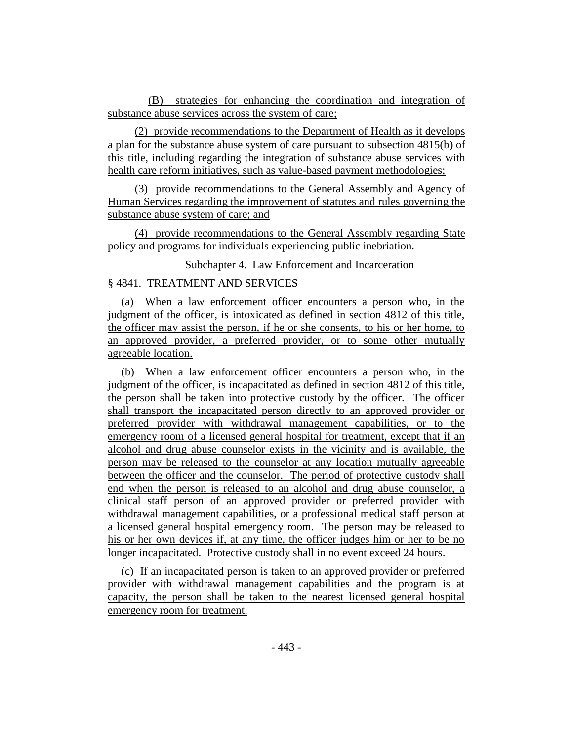(B) strategies for enhancing the coordination and integration of substance abuse services across the system of care;

(2) provide recommendations to the Department of Health as it develops a plan for the substance abuse system of care pursuant to subsection 4815(b) of this title, including regarding the integration of substance abuse services with health care reform initiatives, such as value-based payment methodologies;

(3) provide recommendations to the General Assembly and Agency of Human Services regarding the improvement of statutes and rules governing the substance abuse system of care; and

(4) provide recommendations to the General Assembly regarding State policy and programs for individuals experiencing public inebriation.

Subchapter 4. Law Enforcement and Incarceration

§ 4841. TREATMENT AND SERVICES

(a) When a law enforcement officer encounters a person who, in the judgment of the officer, is intoxicated as defined in section 4812 of this title, the officer may assist the person, if he or she consents, to his or her home, to an approved provider, a preferred provider, or to some other mutually agreeable location.

(b) When a law enforcement officer encounters a person who, in the judgment of the officer, is incapacitated as defined in section 4812 of this title, the person shall be taken into protective custody by the officer. The officer shall transport the incapacitated person directly to an approved provider or preferred provider with withdrawal management capabilities, or to the emergency room of a licensed general hospital for treatment, except that if an alcohol and drug abuse counselor exists in the vicinity and is available, the person may be released to the counselor at any location mutually agreeable between the officer and the counselor. The period of protective custody shall end when the person is released to an alcohol and drug abuse counselor, a clinical staff person of an approved provider or preferred provider with withdrawal management capabilities, or a professional medical staff person at a licensed general hospital emergency room. The person may be released to his or her own devices if, at any time, the officer judges him or her to be no longer incapacitated. Protective custody shall in no event exceed 24 hours.

(c) If an incapacitated person is taken to an approved provider or preferred provider with withdrawal management capabilities and the program is at capacity, the person shall be taken to the nearest licensed general hospital emergency room for treatment.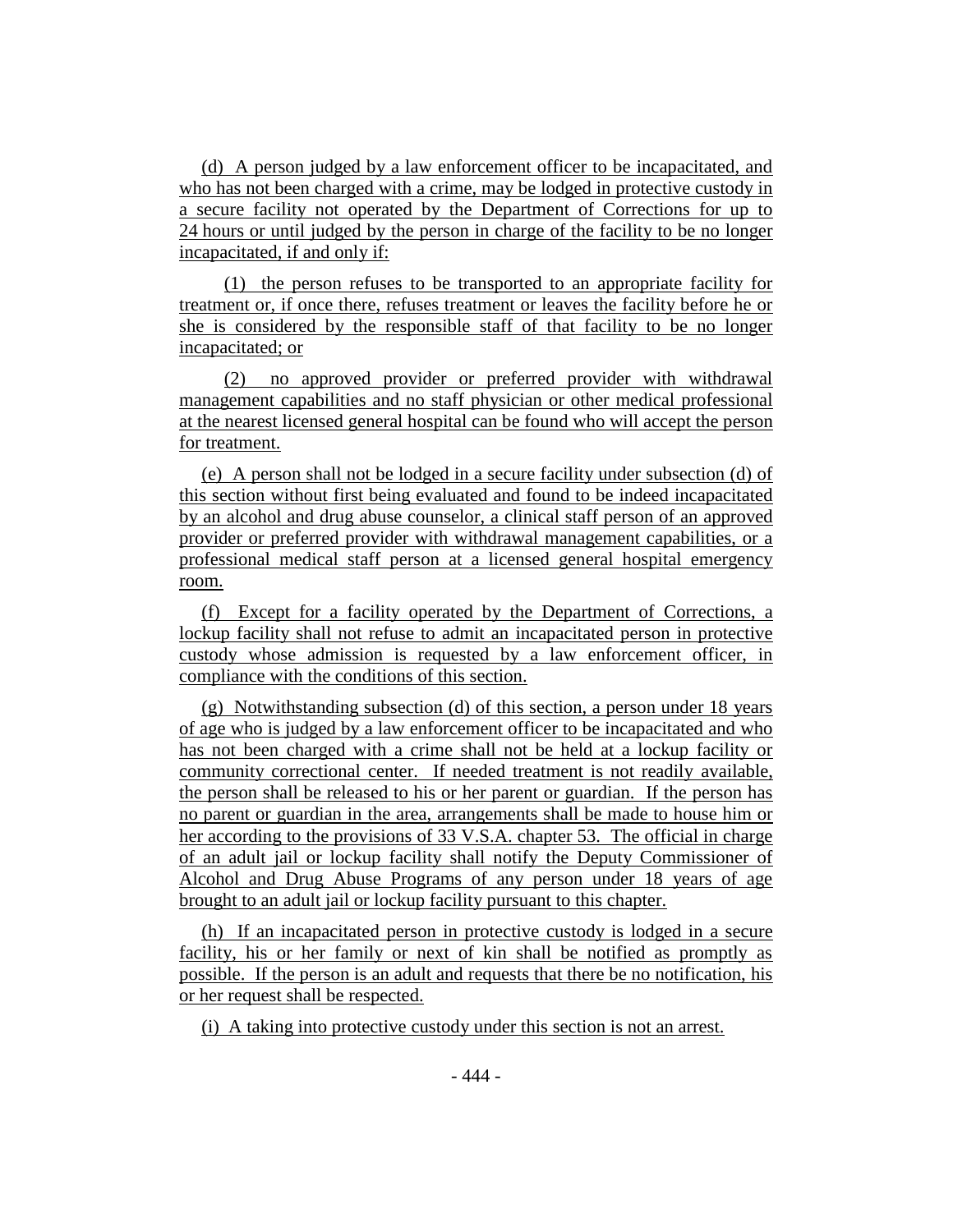(d) A person judged by a law enforcement officer to be incapacitated, and who has not been charged with a crime, may be lodged in protective custody in a secure facility not operated by the Department of Corrections for up to 24 hours or until judged by the person in charge of the facility to be no longer incapacitated, if and only if:

(1) the person refuses to be transported to an appropriate facility for treatment or, if once there, refuses treatment or leaves the facility before he or she is considered by the responsible staff of that facility to be no longer incapacitated; or

(2) no approved provider or preferred provider with withdrawal management capabilities and no staff physician or other medical professional at the nearest licensed general hospital can be found who will accept the person for treatment.

(e) A person shall not be lodged in a secure facility under subsection (d) of this section without first being evaluated and found to be indeed incapacitated by an alcohol and drug abuse counselor, a clinical staff person of an approved provider or preferred provider with withdrawal management capabilities, or a professional medical staff person at a licensed general hospital emergency room.

(f) Except for a facility operated by the Department of Corrections, a lockup facility shall not refuse to admit an incapacitated person in protective custody whose admission is requested by a law enforcement officer, in compliance with the conditions of this section.

(g) Notwithstanding subsection (d) of this section, a person under 18 years of age who is judged by a law enforcement officer to be incapacitated and who has not been charged with a crime shall not be held at a lockup facility or community correctional center. If needed treatment is not readily available, the person shall be released to his or her parent or guardian. If the person has no parent or guardian in the area, arrangements shall be made to house him or her according to the provisions of 33 V.S.A. chapter 53. The official in charge of an adult jail or lockup facility shall notify the Deputy Commissioner of Alcohol and Drug Abuse Programs of any person under 18 years of age brought to an adult jail or lockup facility pursuant to this chapter.

(h) If an incapacitated person in protective custody is lodged in a secure facility, his or her family or next of kin shall be notified as promptly as possible. If the person is an adult and requests that there be no notification, his or her request shall be respected.

(i) A taking into protective custody under this section is not an arrest.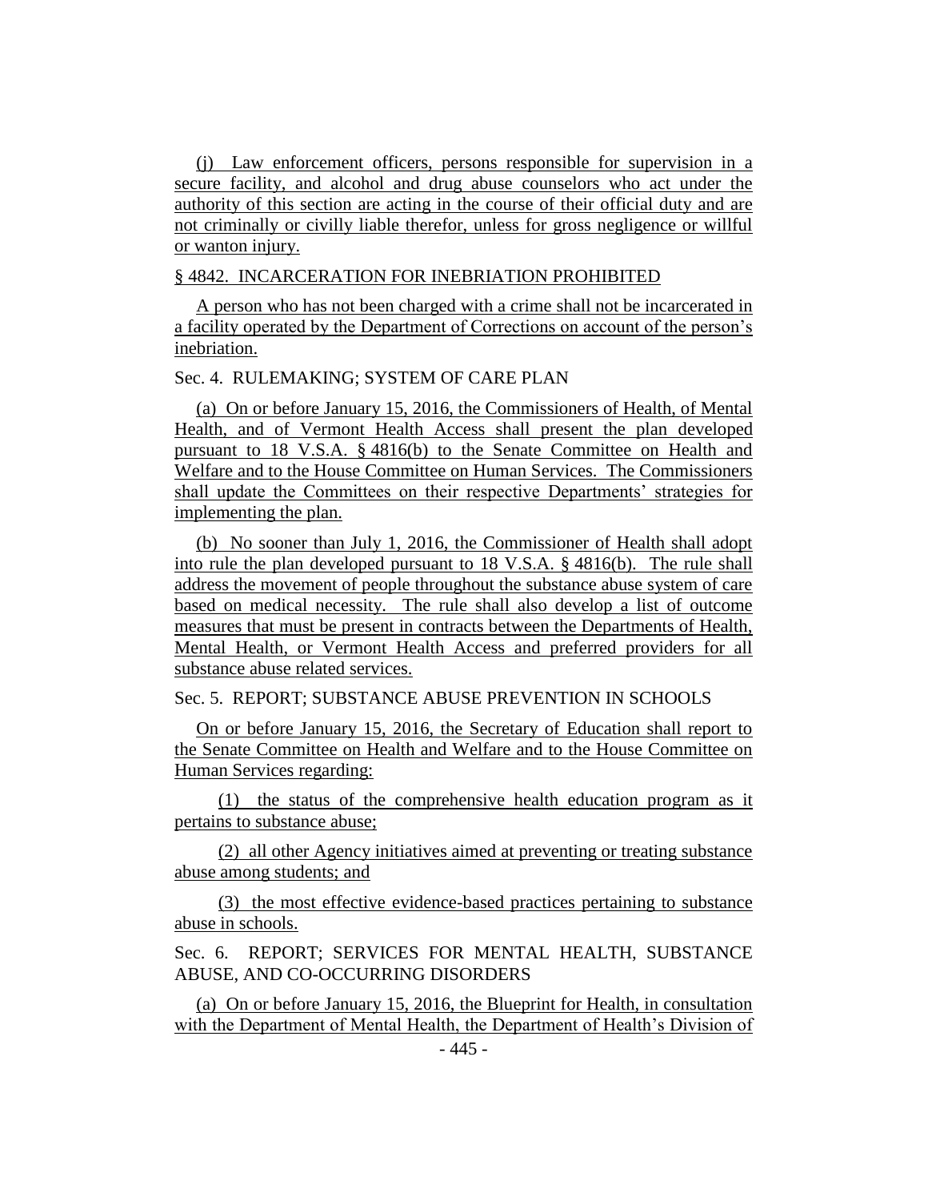(j) Law enforcement officers, persons responsible for supervision in a secure facility, and alcohol and drug abuse counselors who act under the authority of this section are acting in the course of their official duty and are not criminally or civilly liable therefor, unless for gross negligence or willful or wanton injury.

§ 4842. INCARCERATION FOR INEBRIATION PROHIBITED

A person who has not been charged with a crime shall not be incarcerated in a facility operated by the Department of Corrections on account of the person's inebriation.

Sec. 4. RULEMAKING; SYSTEM OF CARE PLAN

(a) On or before January 15, 2016, the Commissioners of Health, of Mental Health, and of Vermont Health Access shall present the plan developed pursuant to 18 V.S.A. § 4816(b) to the Senate Committee on Health and Welfare and to the House Committee on Human Services. The Commissioners shall update the Committees on their respective Departments' strategies for implementing the plan.

(b) No sooner than July 1, 2016, the Commissioner of Health shall adopt into rule the plan developed pursuant to 18 V.S.A. § 4816(b). The rule shall address the movement of people throughout the substance abuse system of care based on medical necessity. The rule shall also develop a list of outcome measures that must be present in contracts between the Departments of Health, Mental Health, or Vermont Health Access and preferred providers for all substance abuse related services.

Sec. 5. REPORT; SUBSTANCE ABUSE PREVENTION IN SCHOOLS

On or before January 15, 2016, the Secretary of Education shall report to the Senate Committee on Health and Welfare and to the House Committee on Human Services regarding:

(1) the status of the comprehensive health education program as it pertains to substance abuse;

(2) all other Agency initiatives aimed at preventing or treating substance abuse among students; and

(3) the most effective evidence-based practices pertaining to substance abuse in schools.

Sec. 6. REPORT; SERVICES FOR MENTAL HEALTH, SUBSTANCE ABUSE, AND CO-OCCURRING DISORDERS

(a) On or before January 15, 2016, the Blueprint for Health, in consultation with the Department of Mental Health, the Department of Health's Division of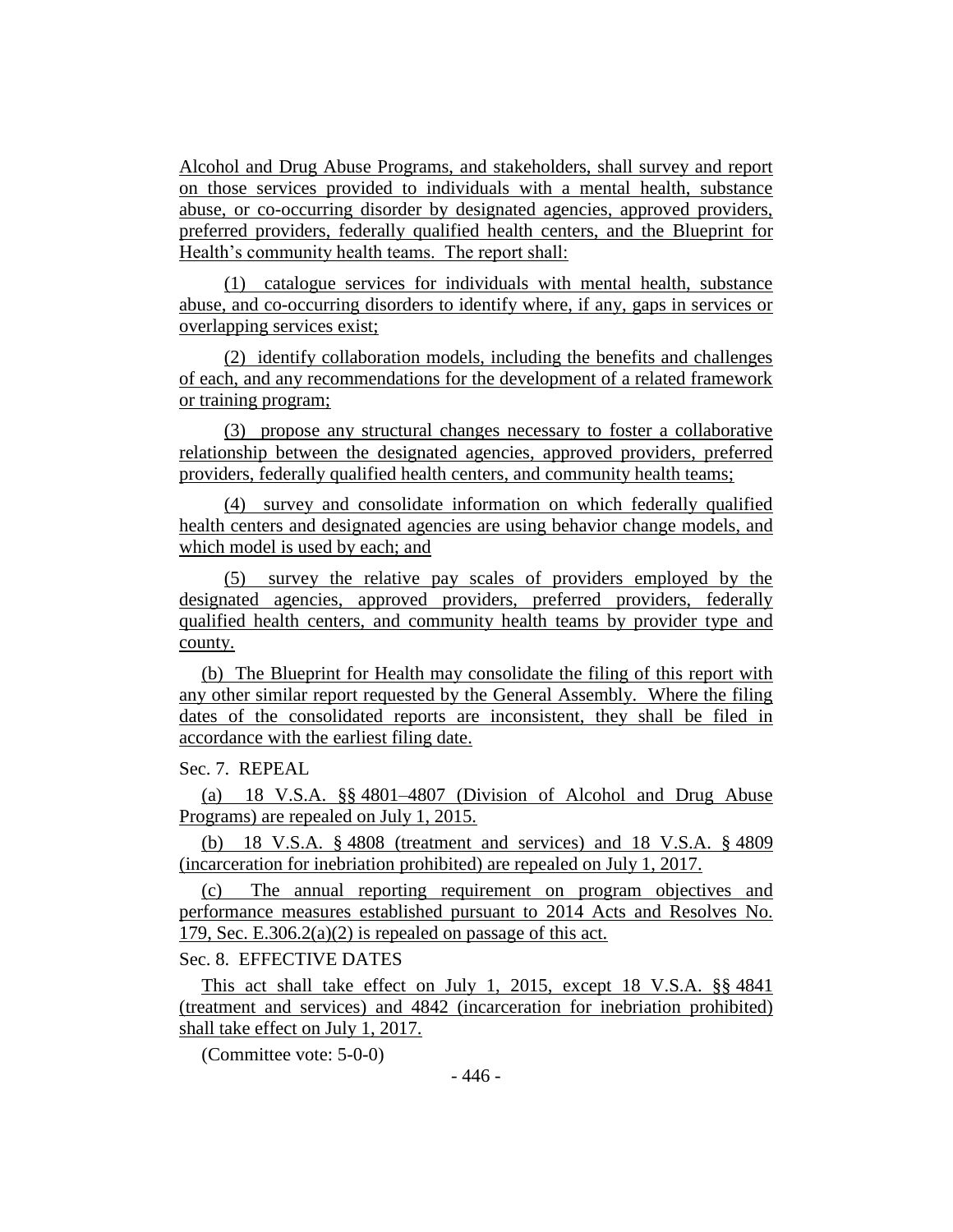Alcohol and Drug Abuse Programs, and stakeholders, shall survey and report on those services provided to individuals with a mental health, substance abuse, or co-occurring disorder by designated agencies, approved providers, preferred providers, federally qualified health centers, and the Blueprint for Health's community health teams. The report shall:

(1) catalogue services for individuals with mental health, substance abuse, and co-occurring disorders to identify where, if any, gaps in services or overlapping services exist;

(2) identify collaboration models, including the benefits and challenges of each, and any recommendations for the development of a related framework or training program;

(3) propose any structural changes necessary to foster a collaborative relationship between the designated agencies, approved providers, preferred providers, federally qualified health centers, and community health teams;

(4) survey and consolidate information on which federally qualified health centers and designated agencies are using behavior change models, and which model is used by each; and

(5) survey the relative pay scales of providers employed by the designated agencies, approved providers, preferred providers, federally qualified health centers, and community health teams by provider type and county.

(b) The Blueprint for Health may consolidate the filing of this report with any other similar report requested by the General Assembly. Where the filing dates of the consolidated reports are inconsistent, they shall be filed in accordance with the earliest filing date.

Sec. 7. REPEAL

(a) 18 V.S.A. §§ 4801–4807 (Division of Alcohol and Drug Abuse Programs) are repealed on July 1, 2015.

(b) 18 V.S.A. § 4808 (treatment and services) and 18 V.S.A. § 4809 (incarceration for inebriation prohibited) are repealed on July 1, 2017.

(c) The annual reporting requirement on program objectives and performance measures established pursuant to 2014 Acts and Resolves No. 179, Sec. E.306.2(a)(2) is repealed on passage of this act.

Sec. 8. EFFECTIVE DATES

This act shall take effect on July 1, 2015, except 18 V.S.A. §§ 4841 (treatment and services) and 4842 (incarceration for inebriation prohibited) shall take effect on July 1, 2017.

(Committee vote: 5-0-0)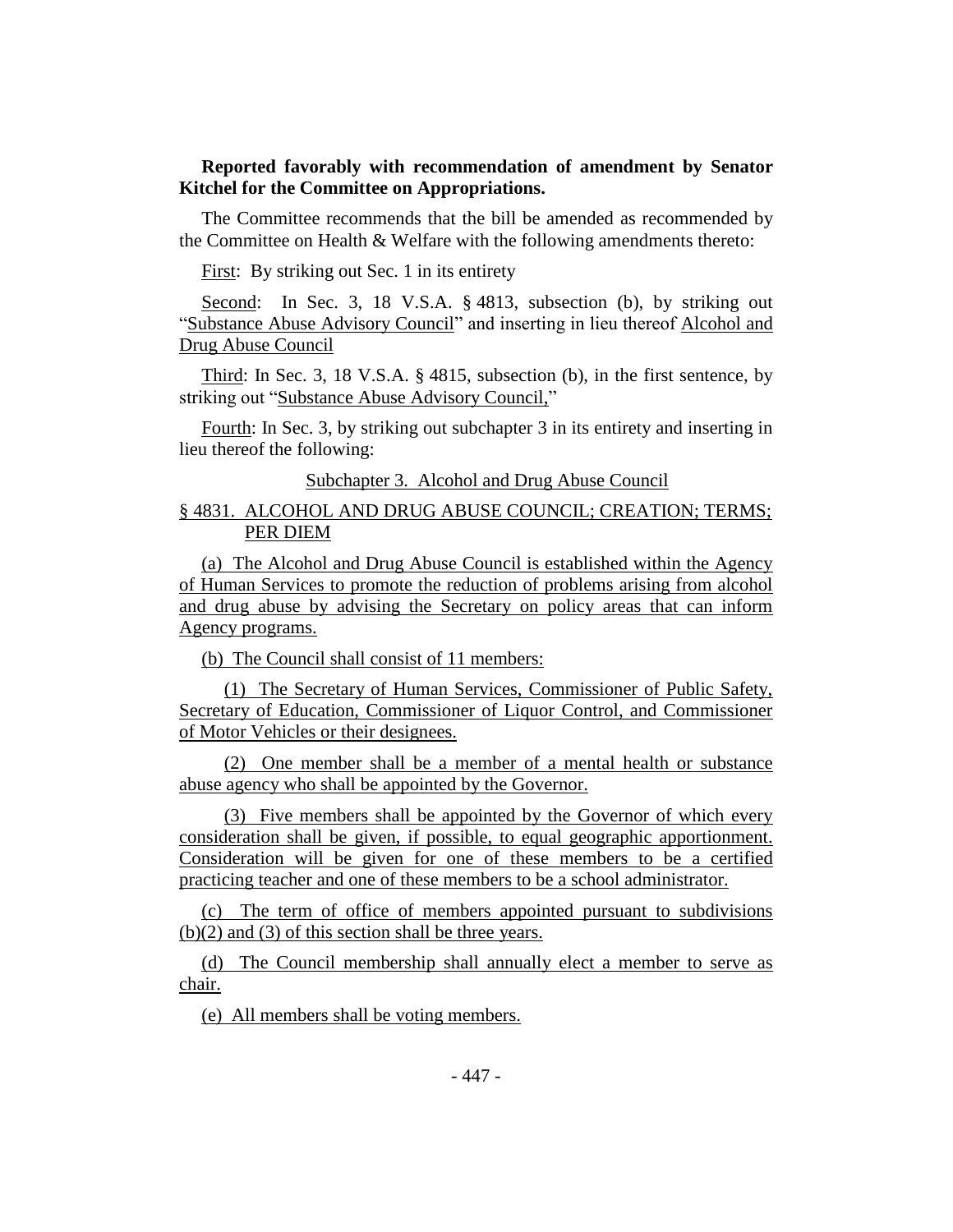**Reported favorably with recommendation of amendment by Senator Kitchel for the Committee on Appropriations.**

The Committee recommends that the bill be amended as recommended by the Committee on Health & Welfare with the following amendments thereto:

First: By striking out Sec. 1 in its entirety

Second: In Sec. 3, 18 V.S.A. § 4813, subsection (b), by striking out "Substance Abuse Advisory Council" and inserting in lieu thereof Alcohol and Drug Abuse Council

Third: In Sec. 3, 18 V.S.A. § 4815, subsection (b), in the first sentence, by striking out "Substance Abuse Advisory Council,"

Fourth: In Sec. 3, by striking out subchapter 3 in its entirety and inserting in lieu thereof the following:

Subchapter 3. Alcohol and Drug Abuse Council

§ 4831. ALCOHOL AND DRUG ABUSE COUNCIL; CREATION; TERMS; PER DIEM

(a) The Alcohol and Drug Abuse Council is established within the Agency of Human Services to promote the reduction of problems arising from alcohol and drug abuse by advising the Secretary on policy areas that can inform Agency programs.

(b) The Council shall consist of 11 members:

(1) The Secretary of Human Services, Commissioner of Public Safety, Secretary of Education, Commissioner of Liquor Control, and Commissioner of Motor Vehicles or their designees.

(2) One member shall be a member of a mental health or substance abuse agency who shall be appointed by the Governor.

(3) Five members shall be appointed by the Governor of which every consideration shall be given, if possible, to equal geographic apportionment. Consideration will be given for one of these members to be a certified practicing teacher and one of these members to be a school administrator.

(c) The term of office of members appointed pursuant to subdivisions (b)(2) and (3) of this section shall be three years.

(d) The Council membership shall annually elect a member to serve as chair.

(e) All members shall be voting members.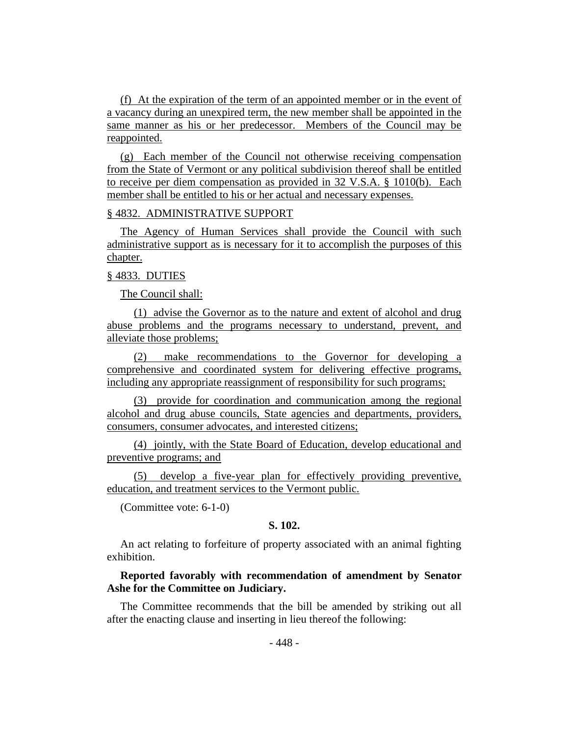(f) At the expiration of the term of an appointed member or in the event of a vacancy during an unexpired term, the new member shall be appointed in the same manner as his or her predecessor. Members of the Council may be reappointed.

(g) Each member of the Council not otherwise receiving compensation from the State of Vermont or any political subdivision thereof shall be entitled to receive per diem compensation as provided in 32 V.S.A. § 1010(b). Each member shall be entitled to his or her actual and necessary expenses.

§ 4832. ADMINISTRATIVE SUPPORT

The Agency of Human Services shall provide the Council with such administrative support as is necessary for it to accomplish the purposes of this chapter.

§ 4833. DUTIES

The Council shall:

(1) advise the Governor as to the nature and extent of alcohol and drug abuse problems and the programs necessary to understand, prevent, and alleviate those problems;

(2) make recommendations to the Governor for developing a comprehensive and coordinated system for delivering effective programs, including any appropriate reassignment of responsibility for such programs;

(3) provide for coordination and communication among the regional alcohol and drug abuse councils, State agencies and departments, providers, consumers, consumer advocates, and interested citizens;

(4) jointly, with the State Board of Education, develop educational and preventive programs; and

(5) develop a five-year plan for effectively providing preventive, education, and treatment services to the Vermont public.

(Committee vote: 6-1-0)

**S. 102.**

An act relating to forfeiture of property associated with an animal fighting exhibition.

**Reported favorably with recommendation of amendment by Senator Ashe for the Committee on Judiciary.**

The Committee recommends that the bill be amended by striking out all after the enacting clause and inserting in lieu thereof the following: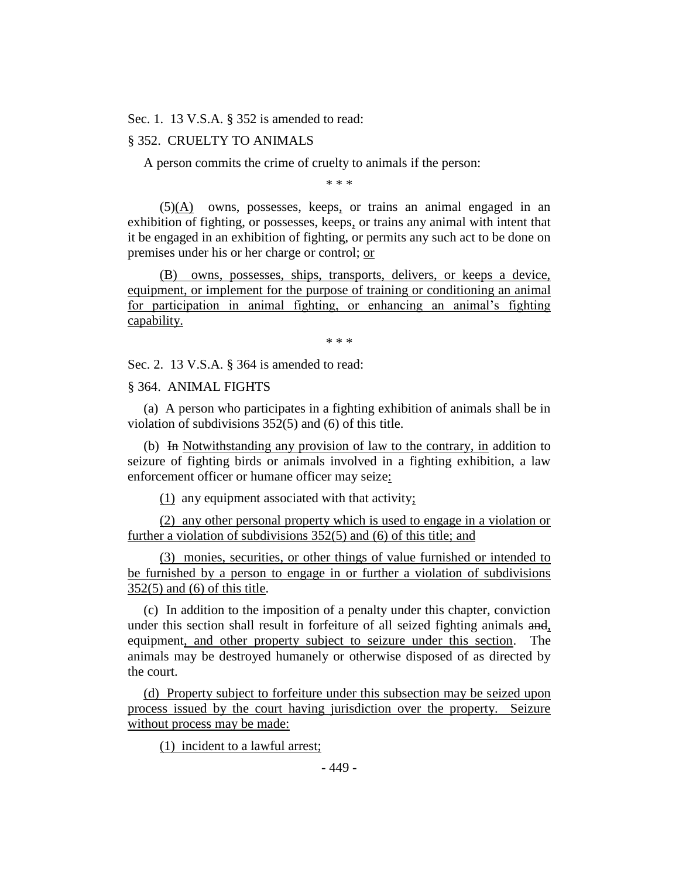Sec. 1. 13 V.S.A. § 352 is amended to read:

§ 352. CRUELTY TO ANIMALS

A person commits the crime of cruelty to animals if the person:

\* \* \*

(5)(A) owns, possesses, keeps, or trains an animal engaged in an exhibition of fighting, or possesses, keeps, or trains any animal with intent that it be engaged in an exhibition of fighting, or permits any such act to be done on premises under his or her charge or control; or

(B) owns, possesses, ships, transports, delivers, or keeps a device, equipment, or implement for the purpose of training or conditioning an animal for participation in animal fighting, or enhancing an animal's fighting capability.

\* \* \*

Sec. 2. 13 V.S.A. § 364 is amended to read:

§ 364. ANIMAL FIGHTS

(a) A person who participates in a fighting exhibition of animals shall be in violation of subdivisions 352(5) and (6) of this title.

(b) ~~In~~ Notwithstanding any provision of law to the contrary, in addition to seizure of fighting birds or animals involved in a fighting exhibition, a law enforcement officer or humane officer may seize:

(1) any equipment associated with that activity;

(2) any other personal property which is used to engage in a violation or further a violation of subdivisions 352(5) and (6) of this title; and

(3) monies, securities, or other things of value furnished or intended to be furnished by a person to engage in or further a violation of subdivisions 352(5) and (6) of this title.

(c) In addition to the imposition of a penalty under this chapter, conviction under this section shall result in forfeiture of all seized fighting animals ~~and~~, equipment, and other property subject to seizure under this section. The animals may be destroyed humanely or otherwise disposed of as directed by the court.

(d) Property subject to forfeiture under this subsection may be seized upon process issued by the court having jurisdiction over the property. Seizure without process may be made:

(1) incident to a lawful arrest;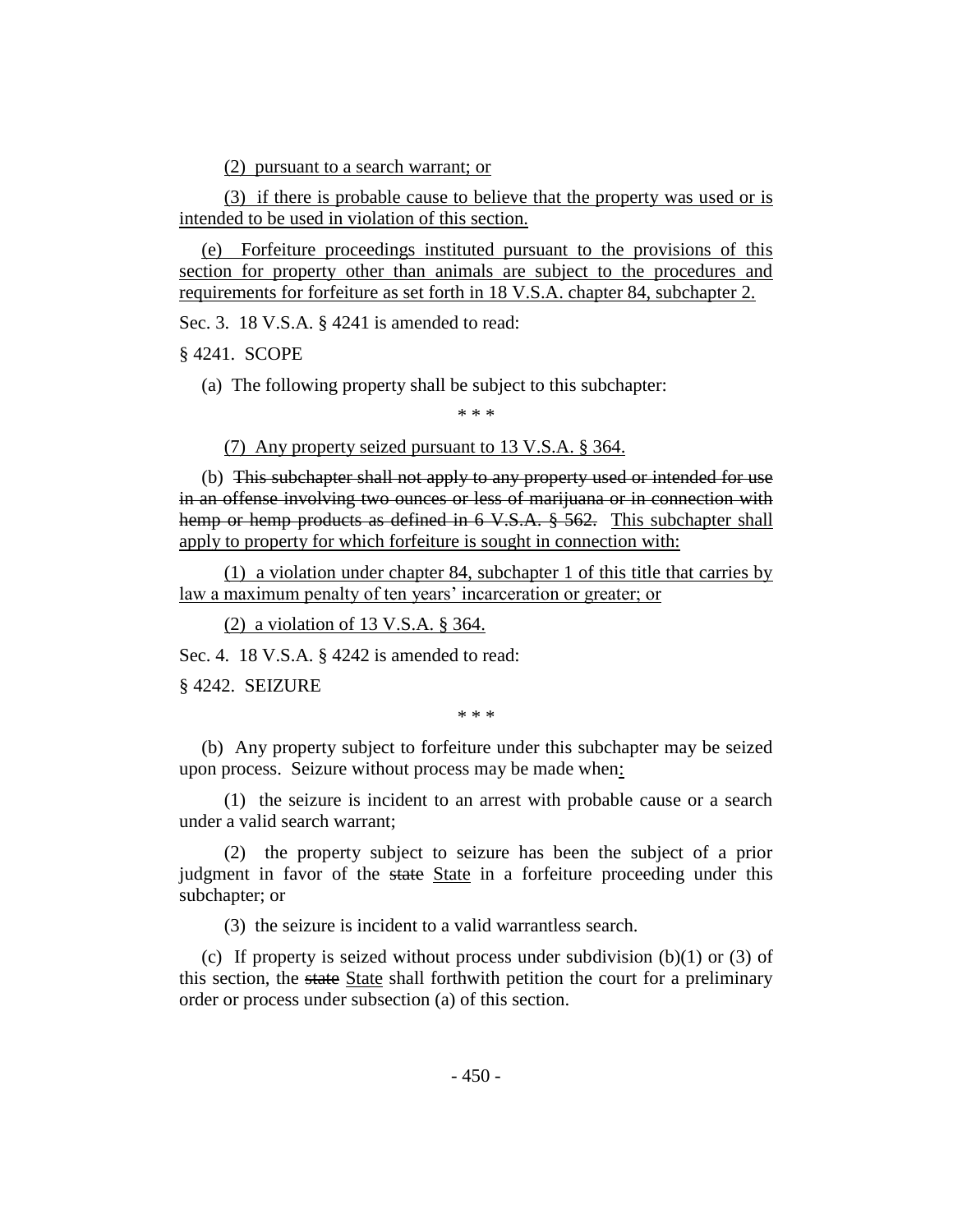(2) pursuant to a search warrant; or

(3) if there is probable cause to believe that the property was used or is intended to be used in violation of this section.

(e) Forfeiture proceedings instituted pursuant to the provisions of this section for property other than animals are subject to the procedures and requirements for forfeiture as set forth in 18 V.S.A. chapter 84, subchapter 2.

Sec. 3. 18 V.S.A. § 4241 is amended to read:

§ 4241. SCOPE

(a) The following property shall be subject to this subchapter:

\* \* \*

(7) Any property seized pursuant to 13 V.S.A. § 364.

(b) ~~This subchapter shall not apply to any property used or intended for use in an offense involving two ounces or less of marijuana or in connection with hemp or hemp products as defined in 6 V.S.A. § 562.~~ This subchapter shall apply to property for which forfeiture is sought in connection with:

(1) a violation under chapter 84, subchapter 1 of this title that carries by law a maximum penalty of ten years' incarceration or greater; or

(2) a violation of 13 V.S.A. § 364.

Sec. 4. 18 V.S.A. § 4242 is amended to read:

§ 4242. SEIZURE

\* \* \*

(b) Any property subject to forfeiture under this subchapter may be seized upon process. Seizure without process may be made when:

(1) the seizure is incident to an arrest with probable cause or a search under a valid search warrant;

(2) the property subject to seizure has been the subject of a prior judgment in favor of the ~~state~~ State in a forfeiture proceeding under this subchapter; or

(3) the seizure is incident to a valid warrantless search.

(c) If property is seized without process under subdivision (b)(1) or (3) of this section, the ~~state~~ State shall forthwith petition the court for a preliminary order or process under subsection (a) of this section.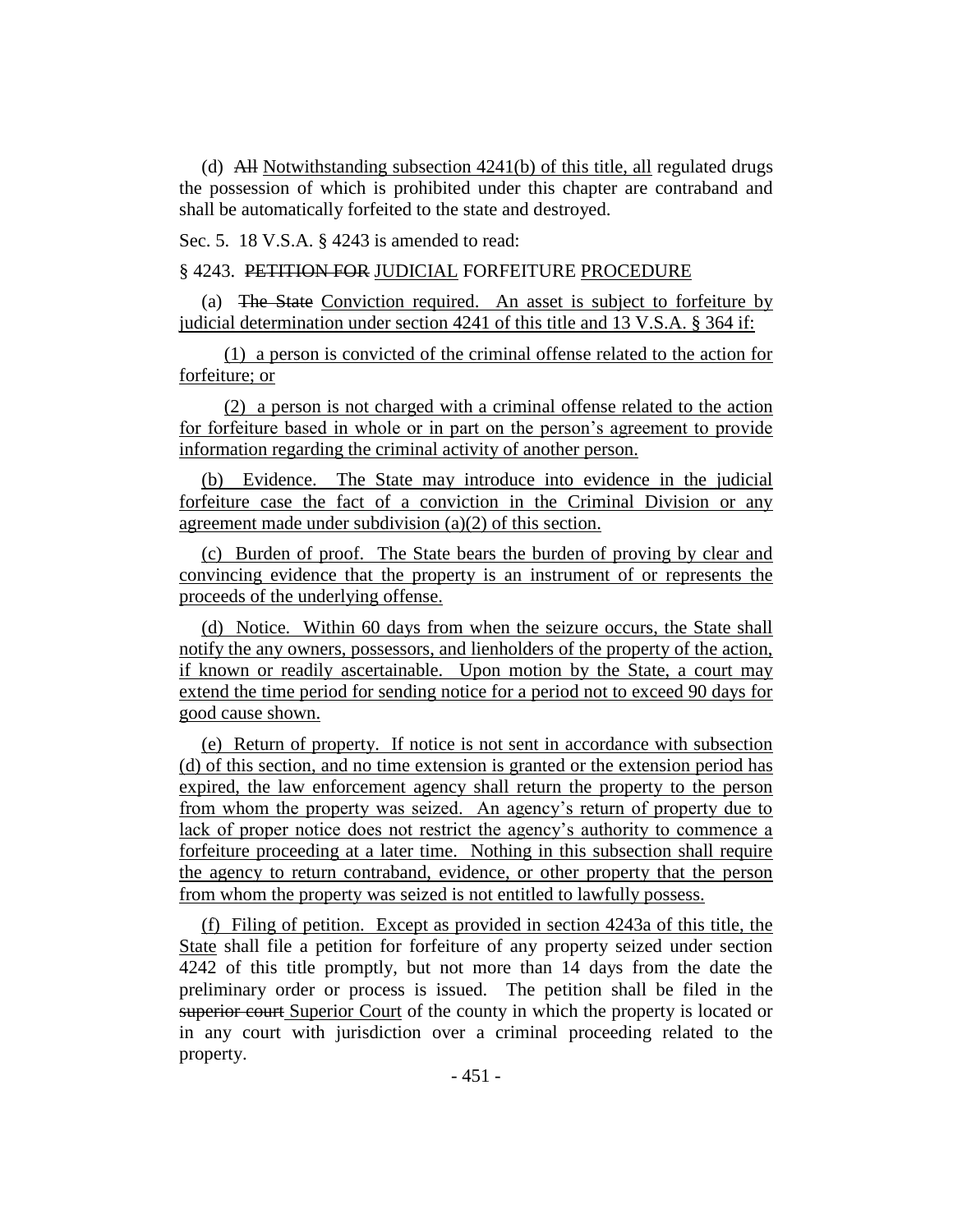(d) ~~All~~ Notwithstanding subsection 4241(b) of this title, all regulated drugs the possession of which is prohibited under this chapter are contraband and shall be automatically forfeited to the state and destroyed.

Sec. 5. 18 V.S.A. § 4243 is amended to read:

§ 4243. ~~PETITION FOR~~ JUDICIAL FORFEITURE PROCEDURE

(a) ~~The State~~ Conviction required. An asset is subject to forfeiture by judicial determination under section 4241 of this title and 13 V.S.A. § 364 if:

(1) a person is convicted of the criminal offense related to the action for forfeiture; or

(2) a person is not charged with a criminal offense related to the action for forfeiture based in whole or in part on the person's agreement to provide information regarding the criminal activity of another person.

(b) Evidence. The State may introduce into evidence in the judicial forfeiture case the fact of a conviction in the Criminal Division or any agreement made under subdivision (a)(2) of this section.

(c) Burden of proof. The State bears the burden of proving by clear and convincing evidence that the property is an instrument of or represents the proceeds of the underlying offense.

(d) Notice. Within 60 days from when the seizure occurs, the State shall notify the any owners, possessors, and lienholders of the property of the action, if known or readily ascertainable. Upon motion by the State, a court may extend the time period for sending notice for a period not to exceed 90 days for good cause shown.

(e) Return of property. If notice is not sent in accordance with subsection (d) of this section, and no time extension is granted or the extension period has expired, the law enforcement agency shall return the property to the person from whom the property was seized. An agency's return of property due to lack of proper notice does not restrict the agency's authority to commence a forfeiture proceeding at a later time. Nothing in this subsection shall require the agency to return contraband, evidence, or other property that the person from whom the property was seized is not entitled to lawfully possess.

(f) Filing of petition. Except as provided in section 4243a of this title, the State shall file a petition for forfeiture of any property seized under section 4242 of this title promptly, but not more than 14 days from the date the preliminary order or process is issued. The petition shall be filed in the ~~superior court~~ Superior Court of the county in which the property is located or in any court with jurisdiction over a criminal proceeding related to the property.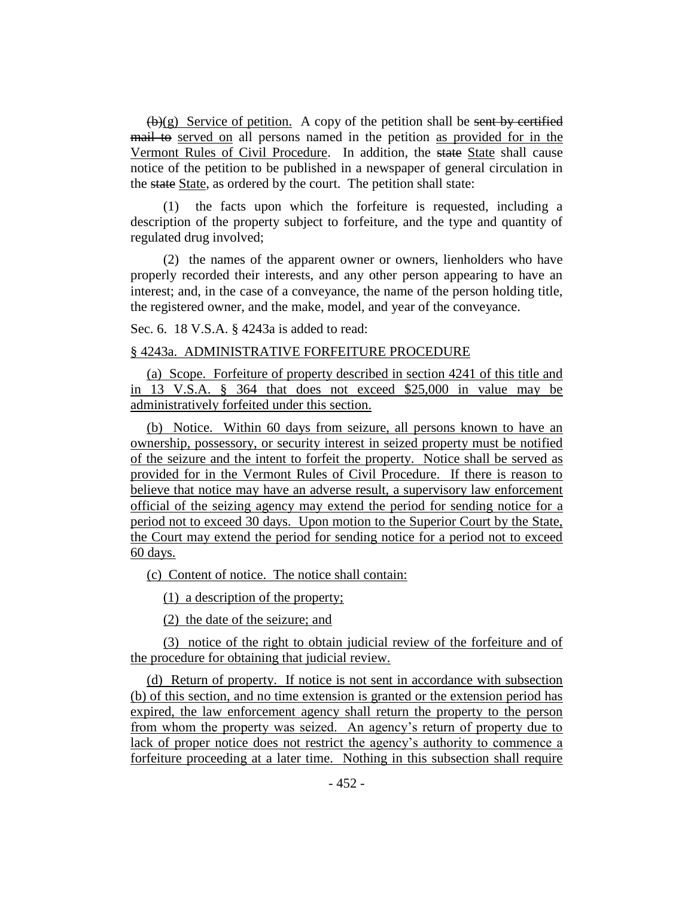~~(b)~~(g) Service of petition. A copy of the petition shall be ~~sent by certified mail to~~ served on all persons named in the petition as provided for in the Vermont Rules of Civil Procedure. In addition, the ~~state~~ State shall cause notice of the petition to be published in a newspaper of general circulation in the ~~state~~ State, as ordered by the court. The petition shall state:

(1) the facts upon which the forfeiture is requested, including a description of the property subject to forfeiture, and the type and quantity of regulated drug involved;

(2) the names of the apparent owner or owners, lienholders who have properly recorded their interests, and any other person appearing to have an interest; and, in the case of a conveyance, the name of the person holding title, the registered owner, and the make, model, and year of the conveyance.

Sec. 6. 18 V.S.A. § 4243a is added to read:

§ 4243a. ADMINISTRATIVE FORFEITURE PROCEDURE

(a) Scope. Forfeiture of property described in section 4241 of this title and in 13 V.S.A. § 364 that does not exceed $25,000 in value may be administratively forfeited under this section.

(b) Notice. Within 60 days from seizure, all persons known to have an ownership, possessory, or security interest in seized property must be notified of the seizure and the intent to forfeit the property. Notice shall be served as provided for in the Vermont Rules of Civil Procedure. If there is reason to believe that notice may have an adverse result, a supervisory law enforcement official of the seizing agency may extend the period for sending notice for a period not to exceed 30 days. Upon motion to the Superior Court by the State, the Court may extend the period for sending notice for a period not to exceed 60 days.

(c) Content of notice. The notice shall contain:

(1) a description of the property;

(2) the date of the seizure; and

(3) notice of the right to obtain judicial review of the forfeiture and of the procedure for obtaining that judicial review.

(d) Return of property. If notice is not sent in accordance with subsection (b) of this section, and no time extension is granted or the extension period has expired, the law enforcement agency shall return the property to the person from whom the property was seized. An agency's return of property due to lack of proper notice does not restrict the agency's authority to commence a forfeiture proceeding at a later time. Nothing in this subsection shall require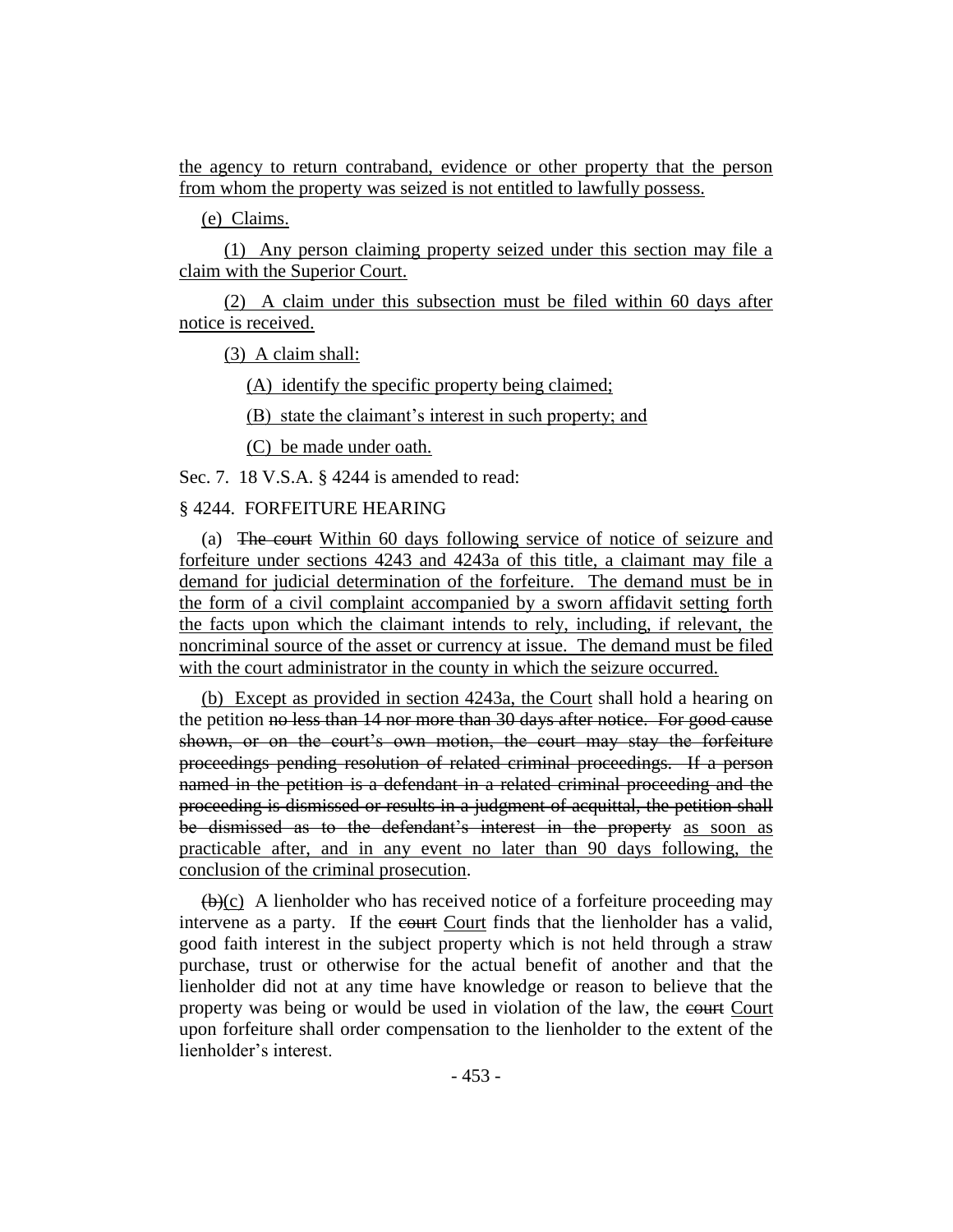the agency to return contraband, evidence or other property that the person from whom the property was seized is not entitled to lawfully possess.

(e) Claims.

(1) Any person claiming property seized under this section may file a claim with the Superior Court.

(2) A claim under this subsection must be filed within 60 days after notice is received.

(3) A claim shall:

(A) identify the specific property being claimed;

(B) state the claimant's interest in such property; and

(C) be made under oath.

Sec. 7. 18 V.S.A. § 4244 is amended to read:

§ 4244. FORFEITURE HEARING

(a) ~~The court~~ Within 60 days following service of notice of seizure and forfeiture under sections 4243 and 4243a of this title, a claimant may file a demand for judicial determination of the forfeiture. The demand must be in the form of a civil complaint accompanied by a sworn affidavit setting forth the facts upon which the claimant intends to rely, including, if relevant, the noncriminal source of the asset or currency at issue. The demand must be filed with the court administrator in the county in which the seizure occurred.

(b) Except as provided in section 4243a, the Court shall hold a hearing on the petition ~~no less than 14 nor more than 30 days after notice. For good cause shown, or on the court's own motion, the court may stay the forfeiture proceedings pending resolution of related criminal proceedings. If a person named in the petition is a defendant in a related criminal proceeding and the proceeding is dismissed or results in a judgment of acquittal, the petition shall be dismissed as to the defendant's interest in the property~~ as soon as practicable after, and in any event no later than 90 days following, the conclusion of the criminal prosecution.

~~(b)~~(c) A lienholder who has received notice of a forfeiture proceeding may intervene as a party. If the ~~court~~ Court finds that the lienholder has a valid, good faith interest in the subject property which is not held through a straw purchase, trust or otherwise for the actual benefit of another and that the lienholder did not at any time have knowledge or reason to believe that the property was being or would be used in violation of the law, the ~~court~~ Court upon forfeiture shall order compensation to the lienholder to the extent of the lienholder's interest.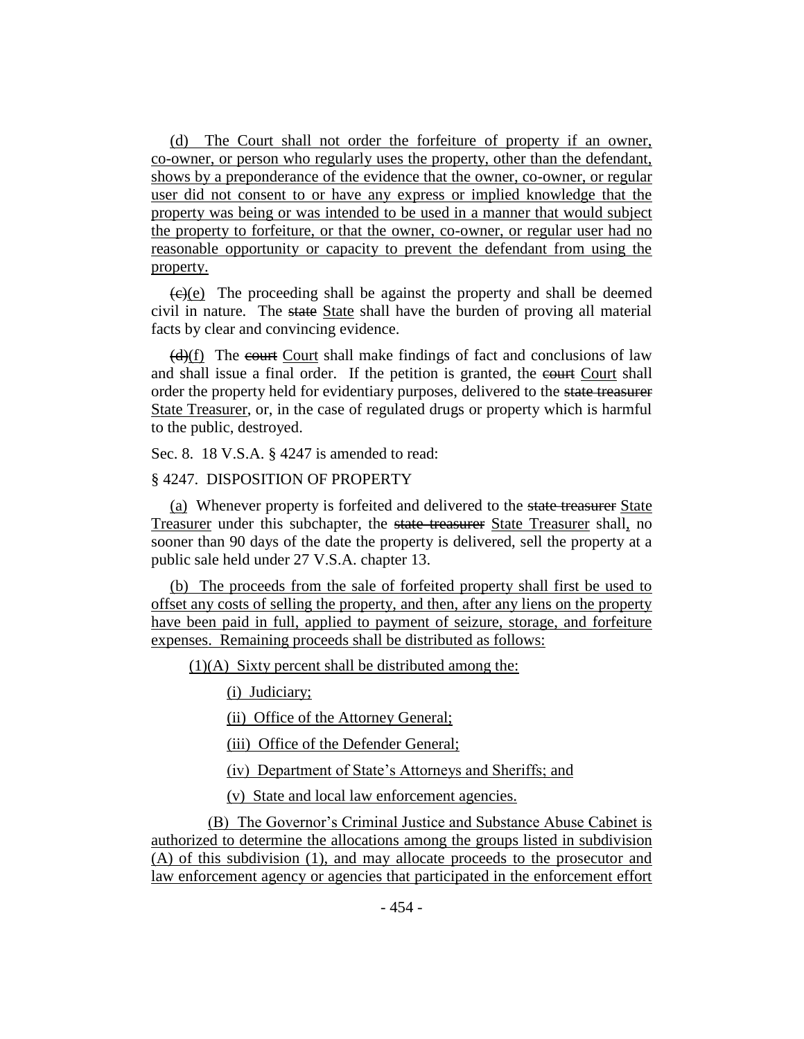(d) The Court shall not order the forfeiture of property if an owner, co-owner, or person who regularly uses the property, other than the defendant, shows by a preponderance of the evidence that the owner, co-owner, or regular user did not consent to or have any express or implied knowledge that the property was being or was intended to be used in a manner that would subject the property to forfeiture, or that the owner, co-owner, or regular user had no reasonable opportunity or capacity to prevent the defendant from using the property.

~~(c)~~(e) The proceeding shall be against the property and shall be deemed civil in nature. The ~~state~~ State shall have the burden of proving all material facts by clear and convincing evidence.

~~(d)~~(f) The ~~court~~ Court shall make findings of fact and conclusions of law and shall issue a final order. If the petition is granted, the ~~court~~ Court shall order the property held for evidentiary purposes, delivered to the ~~state treasurer~~ State Treasurer, or, in the case of regulated drugs or property which is harmful to the public, destroyed.

Sec. 8. 18 V.S.A. § 4247 is amended to read:

§ 4247. DISPOSITION OF PROPERTY

(a) Whenever property is forfeited and delivered to the ~~state treasurer~~ State Treasurer under this subchapter, the ~~state treasurer~~ State Treasurer shall, no sooner than 90 days of the date the property is delivered, sell the property at a public sale held under 27 V.S.A. chapter 13.

(b) The proceeds from the sale of forfeited property shall first be used to offset any costs of selling the property, and then, after any liens on the property have been paid in full, applied to payment of seizure, storage, and forfeiture expenses. Remaining proceeds shall be distributed as follows:

(1)(A) Sixty percent shall be distributed among the:

(i) Judiciary;

(ii) Office of the Attorney General;

(iii) Office of the Defender General;

(iv) Department of State's Attorneys and Sheriffs; and

(v) State and local law enforcement agencies.

(B) The Governor's Criminal Justice and Substance Abuse Cabinet is authorized to determine the allocations among the groups listed in subdivision (A) of this subdivision (1), and may allocate proceeds to the prosecutor and law enforcement agency or agencies that participated in the enforcement effort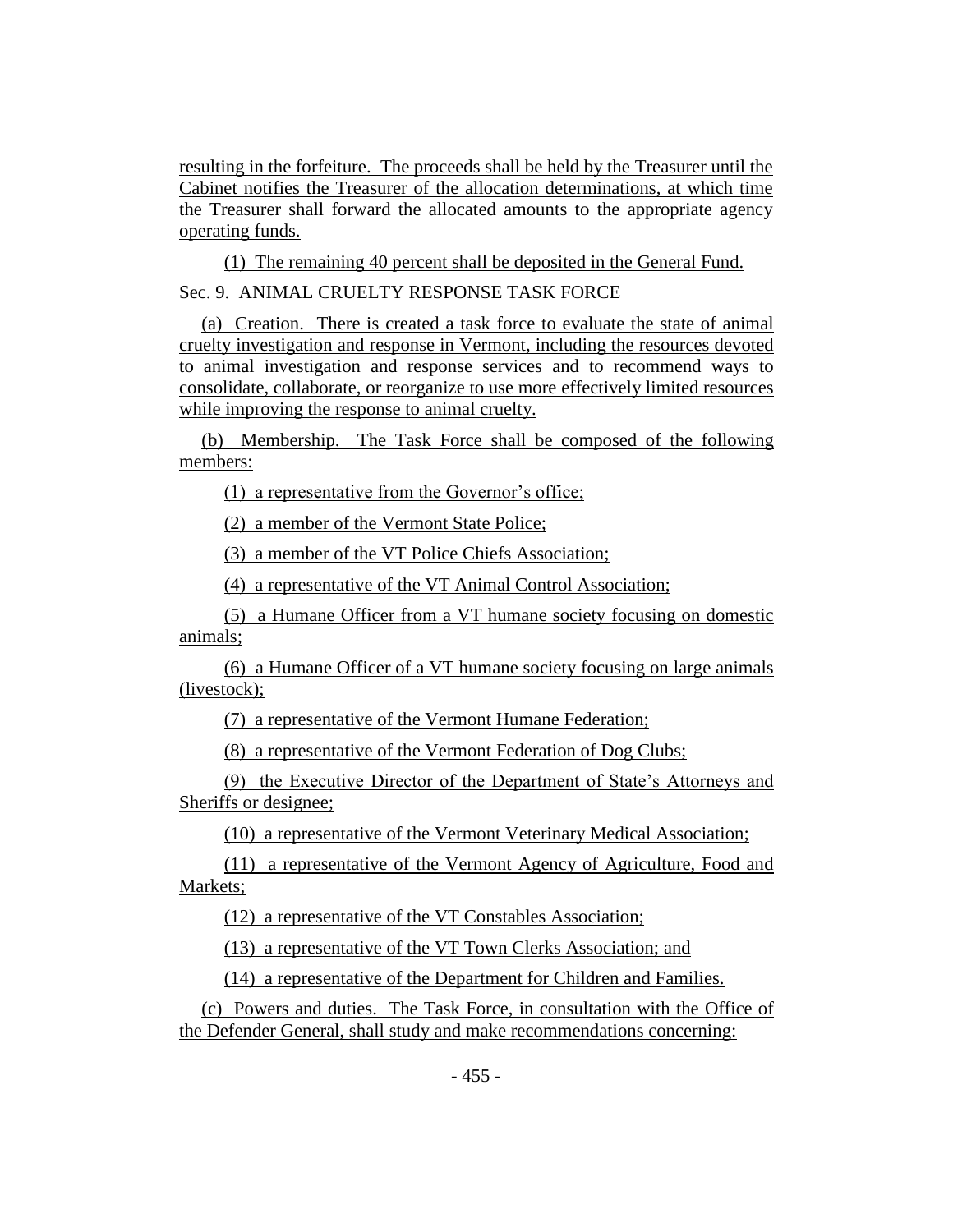resulting in the forfeiture. The proceeds shall be held by the Treasurer until the Cabinet notifies the Treasurer of the allocation determinations, at which time the Treasurer shall forward the allocated amounts to the appropriate agency operating funds.

(1) The remaining 40 percent shall be deposited in the General Fund.

Sec. 9. ANIMAL CRUELTY RESPONSE TASK FORCE

(a) Creation. There is created a task force to evaluate the state of animal cruelty investigation and response in Vermont, including the resources devoted to animal investigation and response services and to recommend ways to consolidate, collaborate, or reorganize to use more effectively limited resources while improving the response to animal cruelty.

(b) Membership. The Task Force shall be composed of the following members:

(1) a representative from the Governor's office;

(2) a member of the Vermont State Police;

(3) a member of the VT Police Chiefs Association;

(4) a representative of the VT Animal Control Association;

(5) a Humane Officer from a VT humane society focusing on domestic animals;

(6) a Humane Officer of a VT humane society focusing on large animals (livestock);

(7) a representative of the Vermont Humane Federation;

(8) a representative of the Vermont Federation of Dog Clubs;

(9) the Executive Director of the Department of State's Attorneys and Sheriffs or designee;

(10) a representative of the Vermont Veterinary Medical Association;

(11) a representative of the Vermont Agency of Agriculture, Food and Markets;

(12) a representative of the VT Constables Association;

(13) a representative of the VT Town Clerks Association; and

(14) a representative of the Department for Children and Families.

(c) Powers and duties. The Task Force, in consultation with the Office of the Defender General, shall study and make recommendations concerning: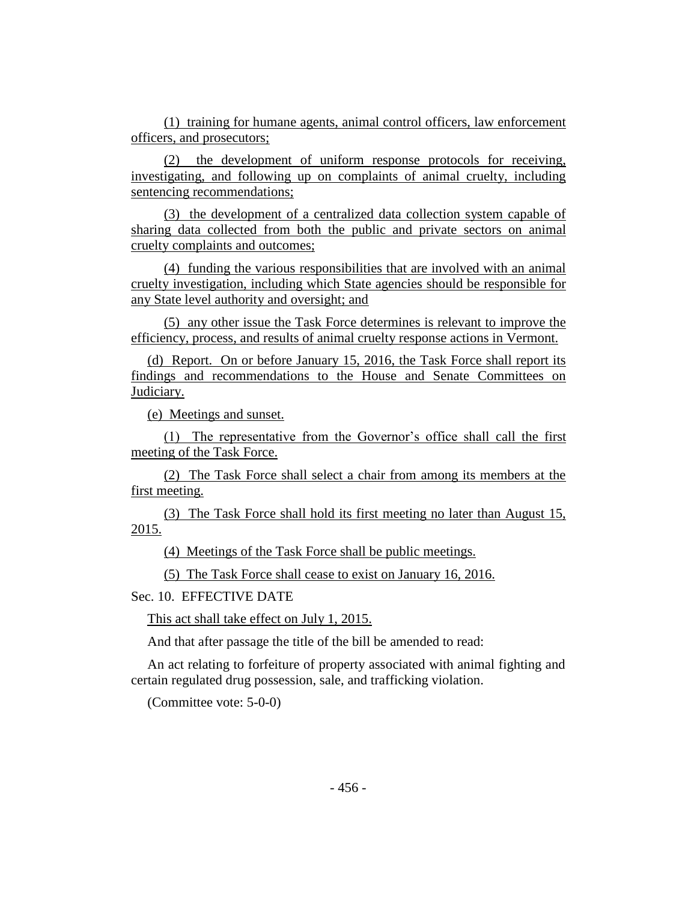(1) training for humane agents, animal control officers, law enforcement officers, and prosecutors;

(2) the development of uniform response protocols for receiving, investigating, and following up on complaints of animal cruelty, including sentencing recommendations;

(3) the development of a centralized data collection system capable of sharing data collected from both the public and private sectors on animal cruelty complaints and outcomes;

(4) funding the various responsibilities that are involved with an animal cruelty investigation, including which State agencies should be responsible for any State level authority and oversight; and

(5) any other issue the Task Force determines is relevant to improve the efficiency, process, and results of animal cruelty response actions in Vermont.

(d) Report. On or before January 15, 2016, the Task Force shall report its findings and recommendations to the House and Senate Committees on Judiciary.

(e) Meetings and sunset.

(1) The representative from the Governor's office shall call the first meeting of the Task Force.

(2) The Task Force shall select a chair from among its members at the first meeting.

(3) The Task Force shall hold its first meeting no later than August 15, 2015.

(4) Meetings of the Task Force shall be public meetings.

(5) The Task Force shall cease to exist on January 16, 2016.

Sec. 10. EFFECTIVE DATE

This act shall take effect on July 1, 2015.

And that after passage the title of the bill be amended to read:

An act relating to forfeiture of property associated with animal fighting and certain regulated drug possession, sale, and trafficking violation.

(Committee vote: 5-0-0)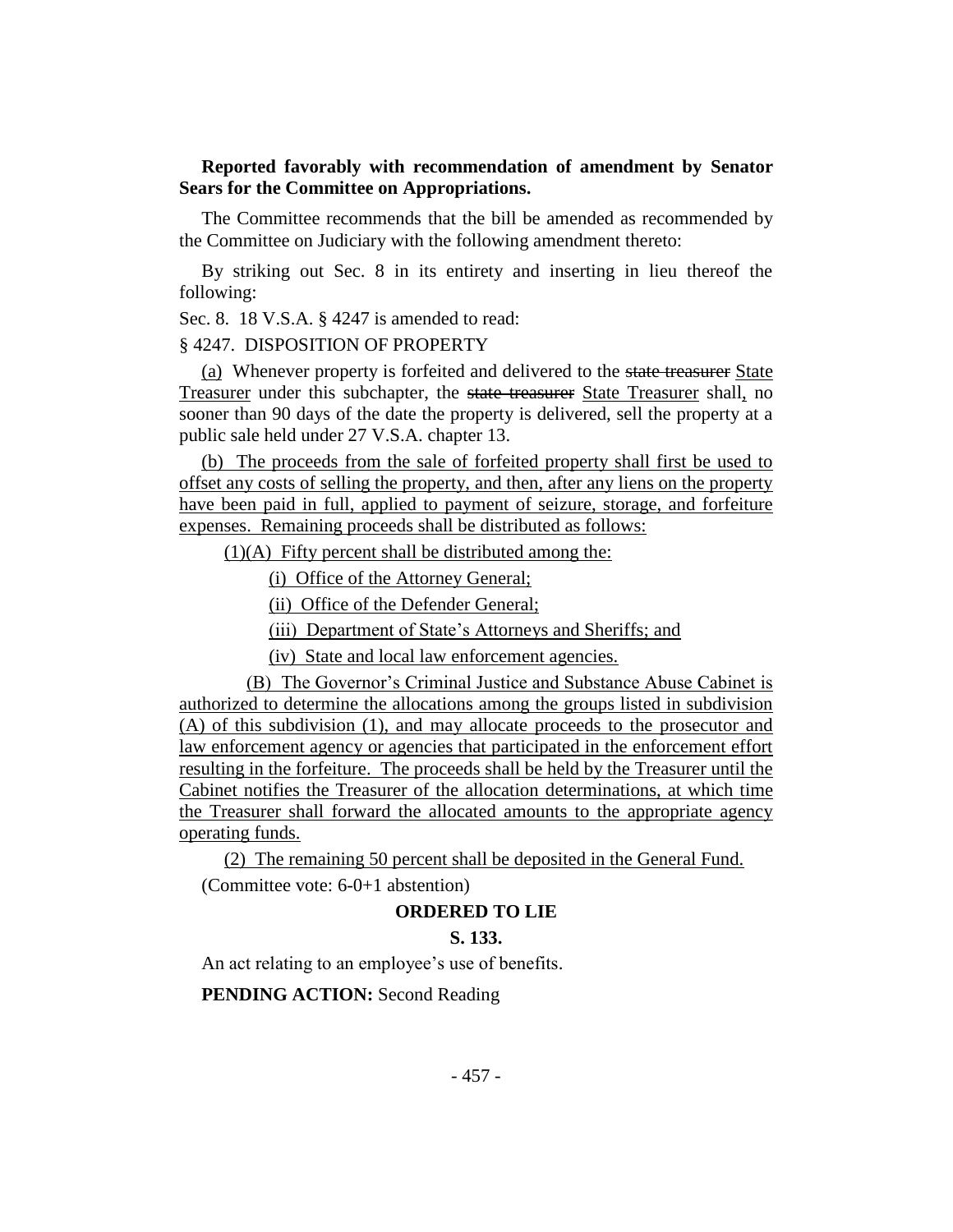**Reported favorably with recommendation of amendment by Senator Sears for the Committee on Appropriations.**

The Committee recommends that the bill be amended as recommended by the Committee on Judiciary with the following amendment thereto:

By striking out Sec. 8 in its entirety and inserting in lieu thereof the following:

Sec. 8. 18 V.S.A. § 4247 is amended to read:

§ 4247. DISPOSITION OF PROPERTY

(a) Whenever property is forfeited and delivered to the ~~state treasurer~~ State Treasurer under this subchapter, the ~~state treasurer~~ State Treasurer shall, no sooner than 90 days of the date the property is delivered, sell the property at a public sale held under 27 V.S.A. chapter 13.

(b) The proceeds from the sale of forfeited property shall first be used to offset any costs of selling the property, and then, after any liens on the property have been paid in full, applied to payment of seizure, storage, and forfeiture expenses. Remaining proceeds shall be distributed as follows:

(1)(A) Fifty percent shall be distributed among the:

(i) Office of the Attorney General;

(ii) Office of the Defender General;

(iii) Department of State's Attorneys and Sheriffs; and

(iv) State and local law enforcement agencies.

(B) The Governor's Criminal Justice and Substance Abuse Cabinet is authorized to determine the allocations among the groups listed in subdivision (A) of this subdivision (1), and may allocate proceeds to the prosecutor and law enforcement agency or agencies that participated in the enforcement effort resulting in the forfeiture. The proceeds shall be held by the Treasurer until the Cabinet notifies the Treasurer of the allocation determinations, at which time the Treasurer shall forward the allocated amounts to the appropriate agency operating funds.

(2) The remaining 50 percent shall be deposited in the General Fund.

(Committee vote: 6-0+1 abstention)

**ORDERED TO LIE**

**S. 133.**

An act relating to an employee's use of benefits.

**PENDING ACTION:** Second Reading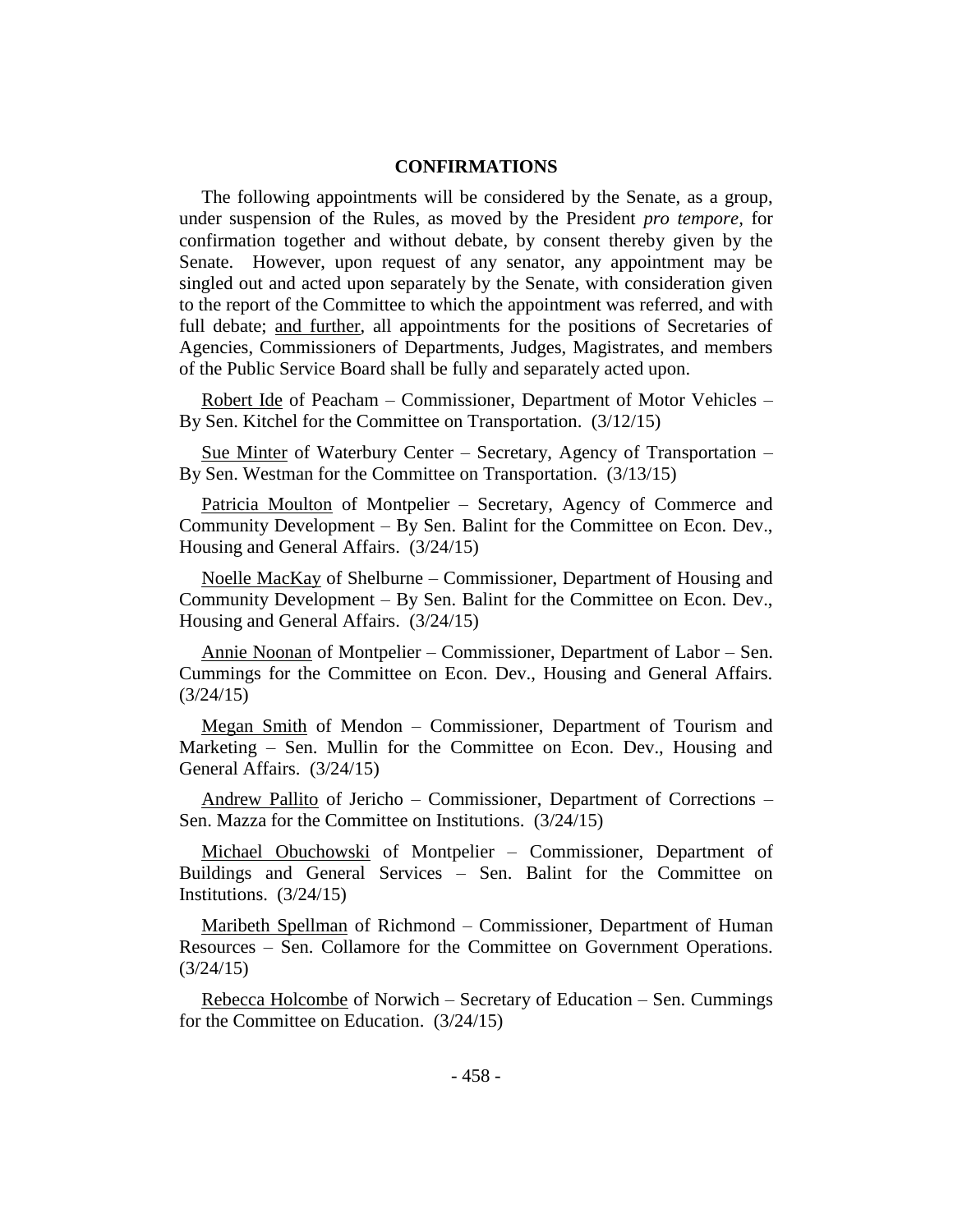## CONFIRMATIONS

The following appointments will be considered by the Senate, as a group, under suspension of the Rules, as moved by the President *pro tempore,* for confirmation together and without debate, by consent thereby given by the Senate. However, upon request of any senator, any appointment may be singled out and acted upon separately by the Senate, with consideration given to the report of the Committee to which the appointment was referred, and with full debate; and further, all appointments for the positions of Secretaries of Agencies, Commissioners of Departments, Judges, Magistrates, and members of the Public Service Board shall be fully and separately acted upon.

Robert Ide of Peacham – Commissioner, Department of Motor Vehicles – By Sen. Kitchel for the Committee on Transportation. (3/12/15)

Sue Minter of Waterbury Center – Secretary, Agency of Transportation – By Sen. Westman for the Committee on Transportation. (3/13/15)

Patricia Moulton of Montpelier – Secretary, Agency of Commerce and Community Development – By Sen. Balint for the Committee on Econ. Dev., Housing and General Affairs. (3/24/15)

Noelle MacKay of Shelburne – Commissioner, Department of Housing and Community Development – By Sen. Balint for the Committee on Econ. Dev., Housing and General Affairs. (3/24/15)

Annie Noonan of Montpelier – Commissioner, Department of Labor – Sen. Cummings for the Committee on Econ. Dev., Housing and General Affairs. (3/24/15)

Megan Smith of Mendon – Commissioner, Department of Tourism and Marketing – Sen. Mullin for the Committee on Econ. Dev., Housing and General Affairs. (3/24/15)

Andrew Pallito of Jericho – Commissioner, Department of Corrections – Sen. Mazza for the Committee on Institutions. (3/24/15)

Michael Obuchowski of Montpelier – Commissioner, Department of Buildings and General Services – Sen. Balint for the Committee on Institutions. (3/24/15)

Maribeth Spellman of Richmond – Commissioner, Department of Human Resources – Sen. Collamore for the Committee on Government Operations. (3/24/15)

Rebecca Holcombe of Norwich – Secretary of Education – Sen. Cummings for the Committee on Education. (3/24/15)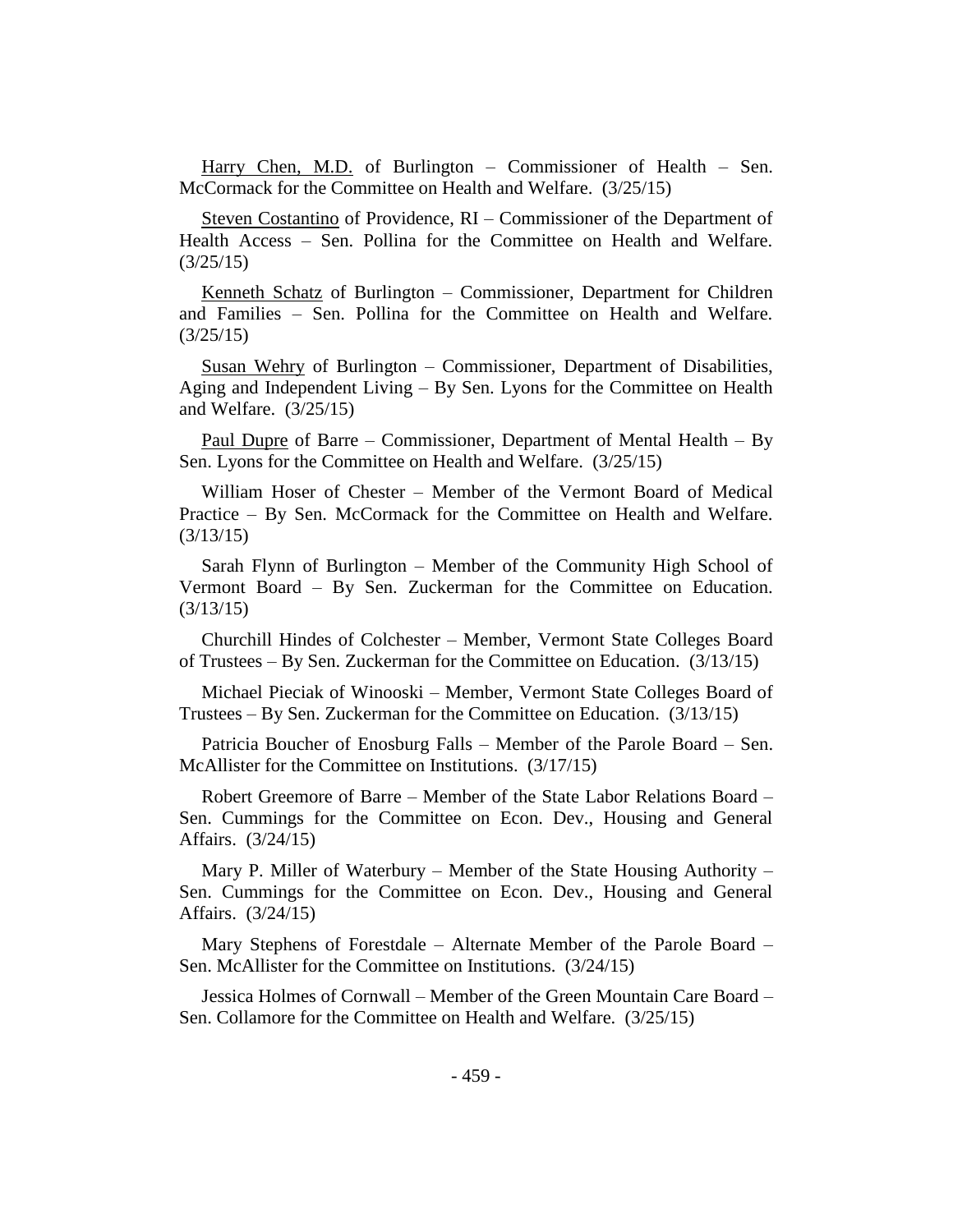<u>Harry Chen, M.D.</u> of Burlington – Commissioner of Health – Sen. McCormack for the Committee on Health and Welfare. (3/25/15)

<u>Steven Costantino</u> of Providence, RI – Commissioner of the Department of Health Access – Sen. Pollina for the Committee on Health and Welfare. (3/25/15)

<u>Kenneth Schatz</u> of Burlington – Commissioner, Department for Children and Families – Sen. Pollina for the Committee on Health and Welfare. (3/25/15)

<u>Susan Wehry</u> of Burlington – Commissioner, Department of Disabilities, Aging and Independent Living – By Sen. Lyons for the Committee on Health and Welfare. (3/25/15)

<u>Paul Dupre</u> of Barre – Commissioner, Department of Mental Health – By Sen. Lyons for the Committee on Health and Welfare. (3/25/15)

William Hoser of Chester – Member of the Vermont Board of Medical Practice – By Sen. McCormack for the Committee on Health and Welfare. (3/13/15)

Sarah Flynn of Burlington – Member of the Community High School of Vermont Board – By Sen. Zuckerman for the Committee on Education. (3/13/15)

Churchill Hindes of Colchester – Member, Vermont State Colleges Board of Trustees – By Sen. Zuckerman for the Committee on Education. (3/13/15)

Michael Pieciak of Winooski – Member, Vermont State Colleges Board of Trustees – By Sen. Zuckerman for the Committee on Education. (3/13/15)

Patricia Boucher of Enosburg Falls – Member of the Parole Board – Sen. McAllister for the Committee on Institutions. (3/17/15)

Robert Greemore of Barre – Member of the State Labor Relations Board – Sen. Cummings for the Committee on Econ. Dev., Housing and General Affairs. (3/24/15)

Mary P. Miller of Waterbury – Member of the State Housing Authority – Sen. Cummings for the Committee on Econ. Dev., Housing and General Affairs. (3/24/15)

Mary Stephens of Forestdale – Alternate Member of the Parole Board – Sen. McAllister for the Committee on Institutions. (3/24/15)

Jessica Holmes of Cornwall – Member of the Green Mountain Care Board – Sen. Collamore for the Committee on Health and Welfare. (3/25/15)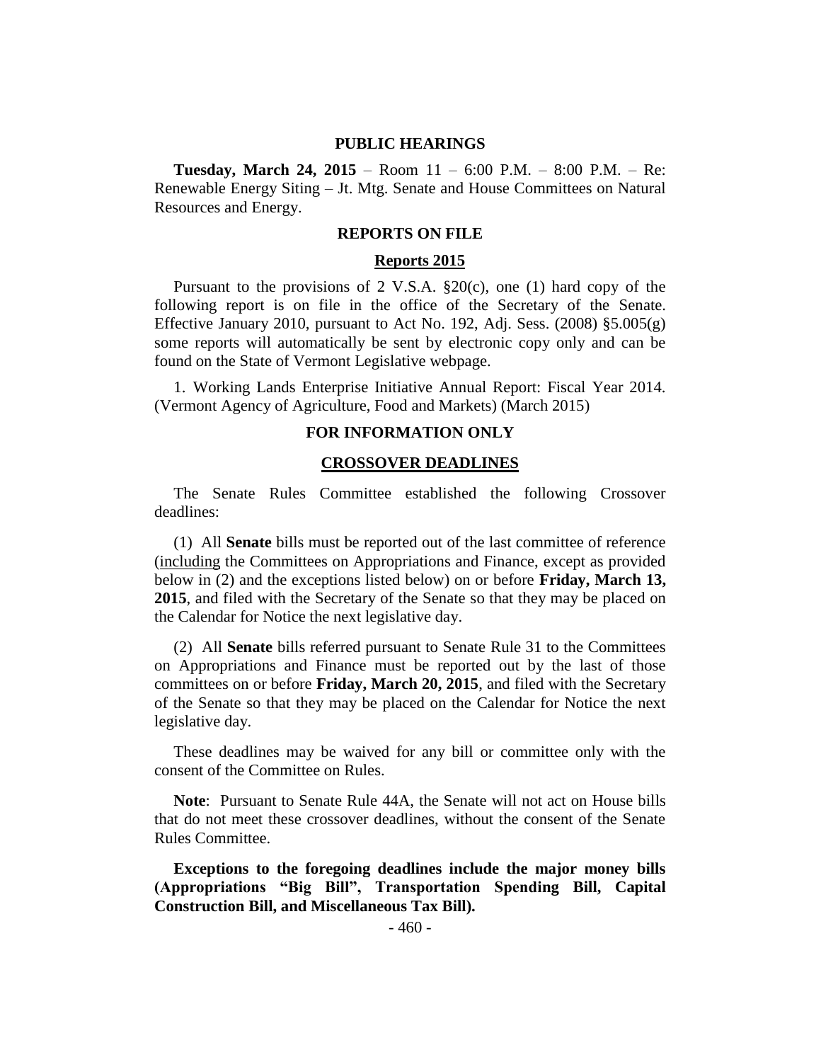## PUBLIC HEARINGS

**Tuesday, March 24, 2015** – Room 11 – 6:00 P.M. – 8:00 P.M. – Re: Renewable Energy Siting – Jt. Mtg. Senate and House Committees on Natural Resources and Energy.

## REPORTS ON FILE

### Reports 2015

Pursuant to the provisions of 2 V.S.A. §20(c), one (1) hard copy of the following report is on file in the office of the Secretary of the Senate. Effective January 2010, pursuant to Act No. 192, Adj. Sess. (2008) §5.005(g) some reports will automatically be sent by electronic copy only and can be found on the State of Vermont Legislative webpage.

1. Working Lands Enterprise Initiative Annual Report: Fiscal Year 2014. (Vermont Agency of Agriculture, Food and Markets) (March 2015)

## FOR INFORMATION ONLY

### CROSSOVER DEADLINES

The Senate Rules Committee established the following Crossover deadlines:

(1) All **Senate** bills must be reported out of the last committee of reference (including the Committees on Appropriations and Finance, except as provided below in (2) and the exceptions listed below) on or before **Friday, March 13, 2015**, and filed with the Secretary of the Senate so that they may be placed on the Calendar for Notice the next legislative day.

(2) All **Senate** bills referred pursuant to Senate Rule 31 to the Committees on Appropriations and Finance must be reported out by the last of those committees on or before **Friday, March 20, 2015**, and filed with the Secretary of the Senate so that they may be placed on the Calendar for Notice the next legislative day.

These deadlines may be waived for any bill or committee only with the consent of the Committee on Rules.

**Note**: Pursuant to Senate Rule 44A, the Senate will not act on House bills that do not meet these crossover deadlines, without the consent of the Senate Rules Committee.

**Exceptions to the foregoing deadlines include the major money bills (Appropriations "Big Bill", Transportation Spending Bill, Capital Construction Bill, and Miscellaneous Tax Bill).**